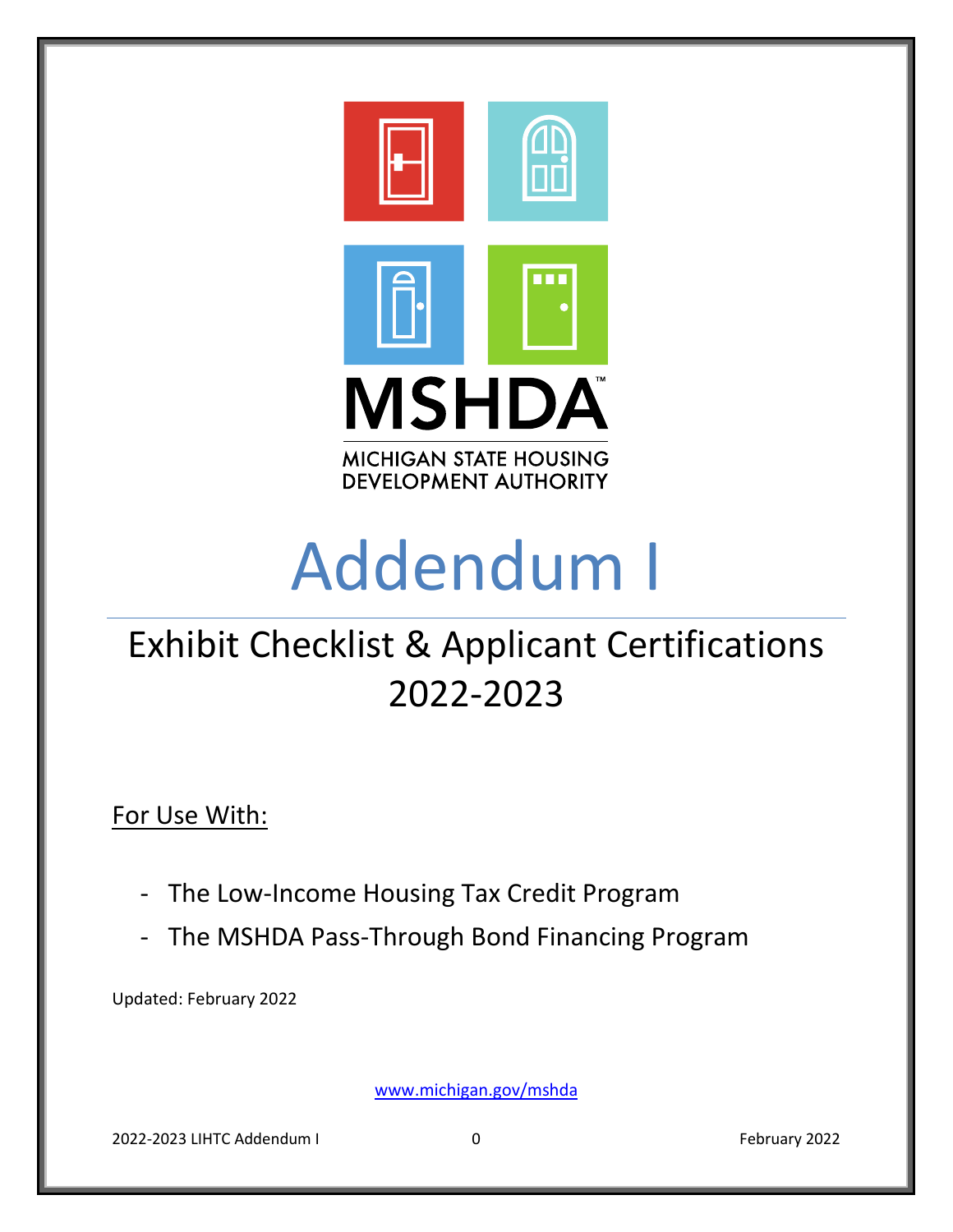MSHDA

MICHIGAN STATE HOUSING DEVELOPMENT AUTHORITY

# Addendum I

## Exhibit Checklist & Applicant Certifications 2022-2023

For Use With:

- The Low-Income Housing Tax Credit Program
- The MSHDA Pass-Through Bond Financing Program

Updated: February 2022

www.michigan.gov/mshda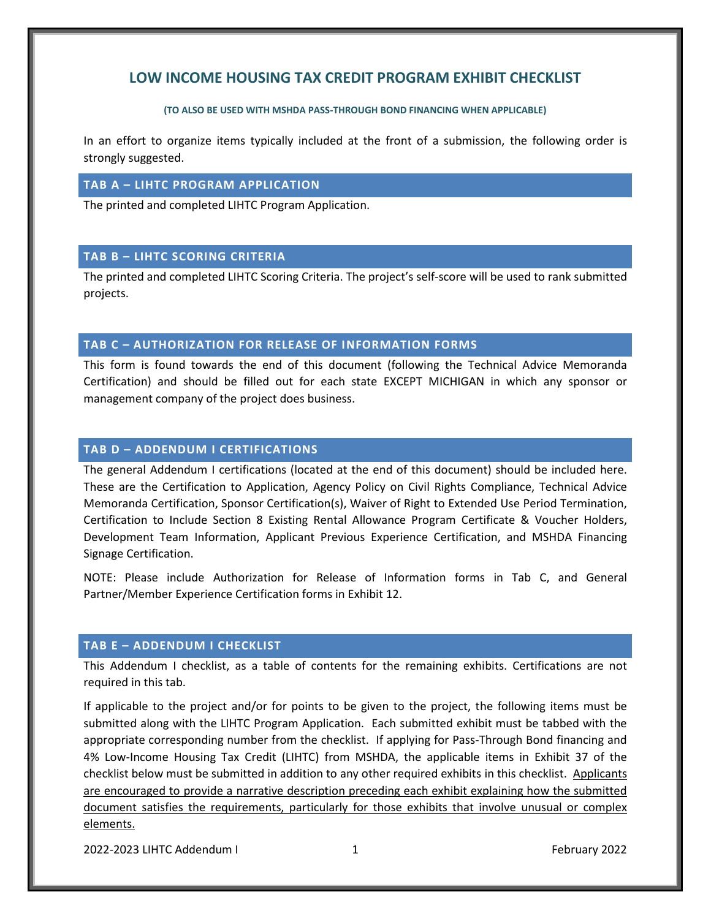# LOW INCOME HOUSING TAX CREDIT PROGRAM EXHIBIT CHECKLIST

**(TO ALSO BE USED WITH MSHDA PASS-THROUGH BOND FINANCING WHEN APPLICABLE)**

In an effort to organize items typically included at the front of a submission, the following order is strongly suggested.

## TAB A – LIHTC PROGRAM APPLICATION

The printed and completed LIHTC Program Application.

## TAB B – LIHTC SCORING CRITERIA

The printed and completed LIHTC Scoring Criteria. The project's self-score will be used to rank submitted projects.

## TAB C – AUTHORIZATION FOR RELEASE OF INFORMATION FORMS

This form is found towards the end of this document (following the Technical Advice Memoranda Certification) and should be filled out for each state EXCEPT MICHIGAN in which any sponsor or management company of the project does business.

## TAB D – ADDENDUM I CERTIFICATIONS

The general Addendum I certifications (located at the end of this document) should be included here. These are the Certification to Application, Agency Policy on Civil Rights Compliance, Technical Advice Memoranda Certification, Sponsor Certification(s), Waiver of Right to Extended Use Period Termination, Certification to Include Section 8 Existing Rental Allowance Program Certificate & Voucher Holders, Development Team Information, Applicant Previous Experience Certification, and MSHDA Financing Signage Certification.

NOTE: Please include Authorization for Release of Information forms in Tab C, and General Partner/Member Experience Certification forms in Exhibit 12.

## TAB E – ADDENDUM I CHECKLIST

This Addendum I checklist, as a table of contents for the remaining exhibits. Certifications are not required in this tab.

If applicable to the project and/or for points to be given to the project, the following items must be submitted along with the LIHTC Program Application. Each submitted exhibit must be tabbed with the appropriate corresponding number from the checklist. If applying for Pass-Through Bond financing and 4% Low-Income Housing Tax Credit (LIHTC) from MSHDA, the applicable items in Exhibit 37 of the checklist below must be submitted in addition to any other required exhibits in this checklist. <u>Applicants are encouraged to provide a narrative description preceding each exhibit explaining how the submitted document satisfies the requirements, particularly for those exhibits that involve unusual or complex elements.</u>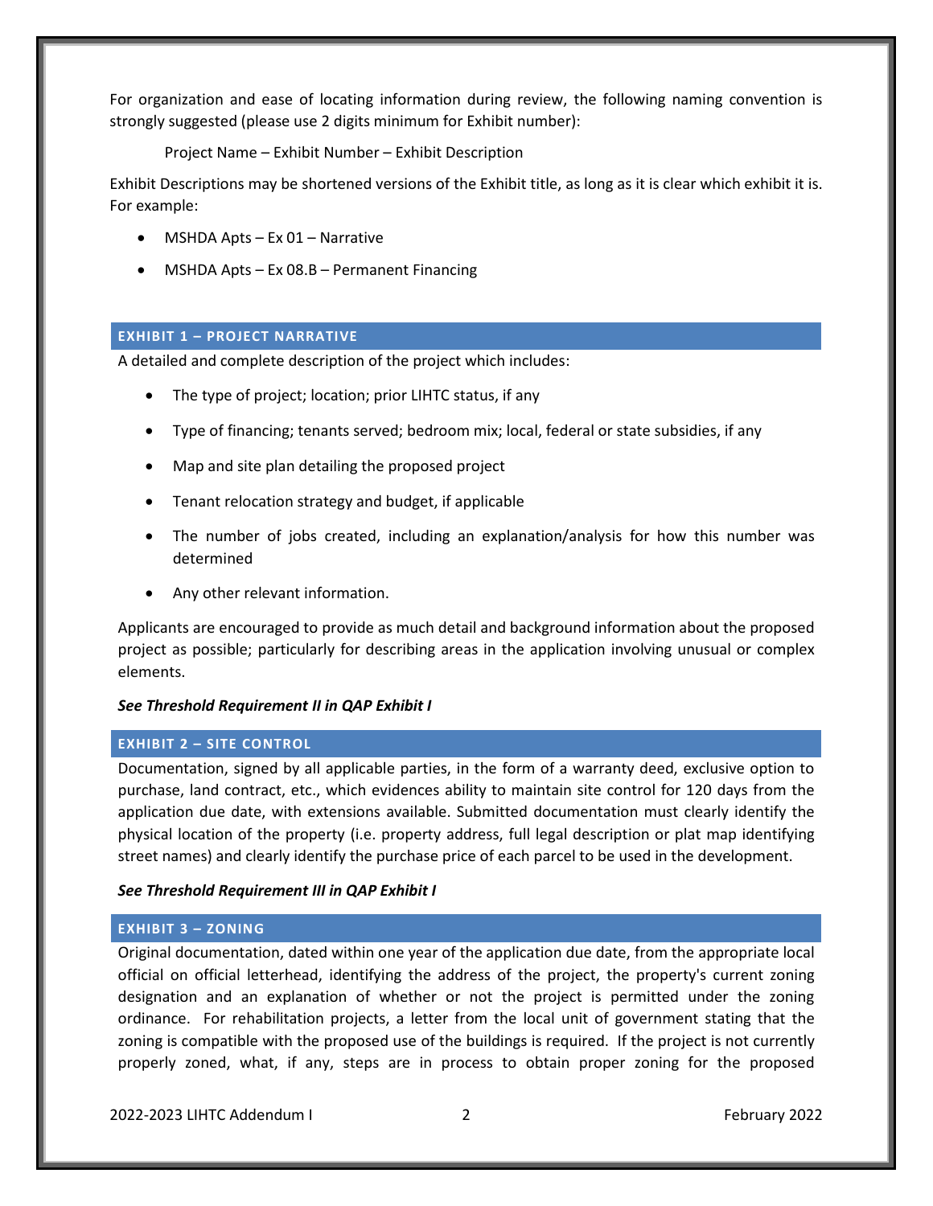For organization and ease of locating information during review, the following naming convention is strongly suggested (please use 2 digits minimum for Exhibit number):

Project Name – Exhibit Number – Exhibit Description

Exhibit Descriptions may be shortened versions of the Exhibit title, as long as it is clear which exhibit it is. For example:

- MSHDA Apts – Ex 01 – Narrative
- MSHDA Apts – Ex 08.B – Permanent Financing

## EXHIBIT 1 – PROJECT NARRATIVE

A detailed and complete description of the project which includes:

- The type of project; location; prior LIHTC status, if any
- Type of financing; tenants served; bedroom mix; local, federal or state subsidies, if any
- Map and site plan detailing the proposed project
- Tenant relocation strategy and budget, if applicable
- The number of jobs created, including an explanation/analysis for how this number was determined
- Any other relevant information.

Applicants are encouraged to provide as much detail and background information about the proposed project as possible; particularly for describing areas in the application involving unusual or complex elements.

***See Threshold Requirement II in QAP Exhibit I***

## EXHIBIT 2 – SITE CONTROL

Documentation, signed by all applicable parties, in the form of a warranty deed, exclusive option to purchase, land contract, etc., which evidences ability to maintain site control for 120 days from the application due date, with extensions available. Submitted documentation must clearly identify the physical location of the property (i.e. property address, full legal description or plat map identifying street names) and clearly identify the purchase price of each parcel to be used in the development.

***See Threshold Requirement III in QAP Exhibit I***

## EXHIBIT 3 – ZONING

Original documentation, dated within one year of the application due date, from the appropriate local official on official letterhead, identifying the address of the project, the property's current zoning designation and an explanation of whether or not the project is permitted under the zoning ordinance. For rehabilitation projects, a letter from the local unit of government stating that the zoning is compatible with the proposed use of the buildings is required. If the project is not currently properly zoned, what, if any, steps are in process to obtain proper zoning for the proposed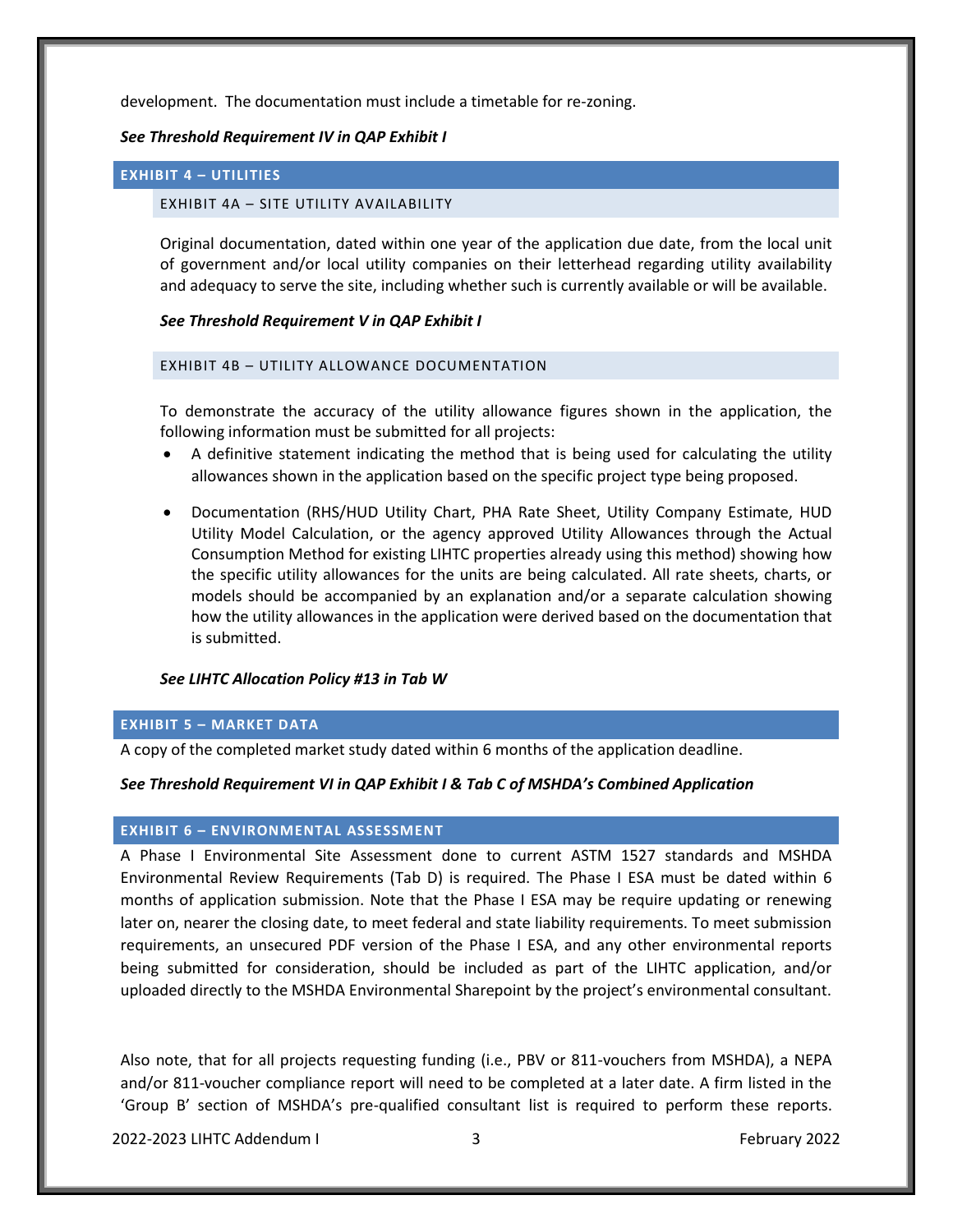development. The documentation must include a timetable for re-zoning.

***See Threshold Requirement IV in QAP Exhibit I***

## EXHIBIT 4 – UTILITIES

### EXHIBIT 4A – SITE UTILITY AVAILABILITY

Original documentation, dated within one year of the application due date, from the local unit of government and/or local utility companies on their letterhead regarding utility availability and adequacy to serve the site, including whether such is currently available or will be available.

***See Threshold Requirement V in QAP Exhibit I***

### EXHIBIT 4B – UTILITY ALLOWANCE DOCUMENTATION

To demonstrate the accuracy of the utility allowance figures shown in the application, the following information must be submitted for all projects:

- A definitive statement indicating the method that is being used for calculating the utility allowances shown in the application based on the specific project type being proposed.
- Documentation (RHS/HUD Utility Chart, PHA Rate Sheet, Utility Company Estimate, HUD Utility Model Calculation, or the agency approved Utility Allowances through the Actual Consumption Method for existing LIHTC properties already using this method) showing how the specific utility allowances for the units are being calculated. All rate sheets, charts, or models should be accompanied by an explanation and/or a separate calculation showing how the utility allowances in the application were derived based on the documentation that is submitted.

***See LIHTC Allocation Policy #13 in Tab W***

## EXHIBIT 5 – MARKET DATA

A copy of the completed market study dated within 6 months of the application deadline.

***See Threshold Requirement VI in QAP Exhibit I & Tab C of MSHDA's Combined Application***

## EXHIBIT 6 – ENVIRONMENTAL ASSESSMENT

A Phase I Environmental Site Assessment done to current ASTM 1527 standards and MSHDA Environmental Review Requirements (Tab D) is required. The Phase I ESA must be dated within 6 months of application submission. Note that the Phase I ESA may be require updating or renewing later on, nearer the closing date, to meet federal and state liability requirements. To meet submission requirements, an unsecured PDF version of the Phase I ESA, and any other environmental reports being submitted for consideration, should be included as part of the LIHTC application, and/or uploaded directly to the MSHDA Environmental Sharepoint by the project's environmental consultant.

Also note, that for all projects requesting funding (i.e., PBV or 811-vouchers from MSHDA), a NEPA and/or 811-voucher compliance report will need to be completed at a later date. A firm listed in the 'Group B' section of MSHDA's pre-qualified consultant list is required to perform these reports.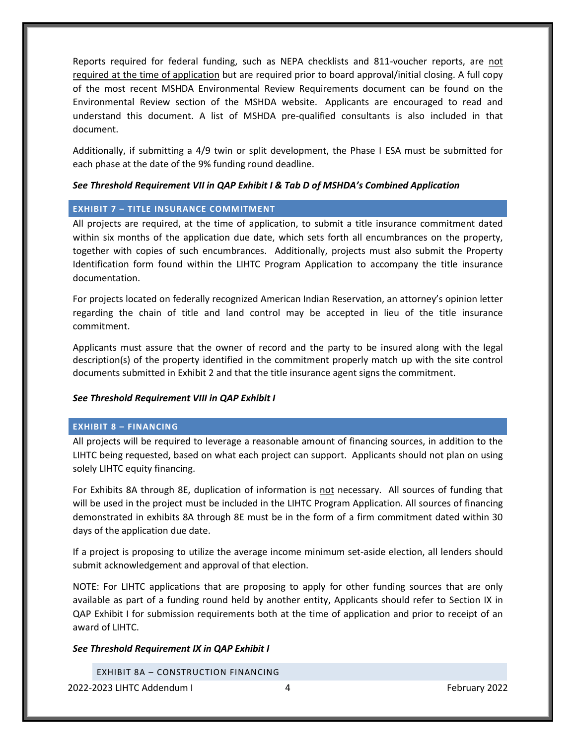Reports required for federal funding, such as NEPA checklists and 811-voucher reports, are not required at the time of application but are required prior to board approval/initial closing. A full copy of the most recent MSHDA Environmental Review Requirements document can be found on the Environmental Review section of the MSHDA website. Applicants are encouraged to read and understand this document. A list of MSHDA pre-qualified consultants is also included in that document.

Additionally, if submitting a 4/9 twin or split development, the Phase I ESA must be submitted for each phase at the date of the 9% funding round deadline.

***See Threshold Requirement VII in QAP Exhibit I & Tab D of MSHDA's Combined Application***

## EXHIBIT 7 – TITLE INSURANCE COMMITMENT

All projects are required, at the time of application, to submit a title insurance commitment dated within six months of the application due date, which sets forth all encumbrances on the property, together with copies of such encumbrances. Additionally, projects must also submit the Property Identification form found within the LIHTC Program Application to accompany the title insurance documentation.

For projects located on federally recognized American Indian Reservation, an attorney's opinion letter regarding the chain of title and land control may be accepted in lieu of the title insurance commitment.

Applicants must assure that the owner of record and the party to be insured along with the legal description(s) of the property identified in the commitment properly match up with the site control documents submitted in Exhibit 2 and that the title insurance agent signs the commitment.

***See Threshold Requirement VIII in QAP Exhibit I***

## EXHIBIT 8 – FINANCING

All projects will be required to leverage a reasonable amount of financing sources, in addition to the LIHTC being requested, based on what each project can support. Applicants should not plan on using solely LIHTC equity financing.

For Exhibits 8A through 8E, duplication of information is not necessary. All sources of funding that will be used in the project must be included in the LIHTC Program Application. All sources of financing demonstrated in exhibits 8A through 8E must be in the form of a firm commitment dated within 30 days of the application due date.

If a project is proposing to utilize the average income minimum set-aside election, all lenders should submit acknowledgement and approval of that election.

NOTE: For LIHTC applications that are proposing to apply for other funding sources that are only available as part of a funding round held by another entity, Applicants should refer to Section IX in QAP Exhibit I for submission requirements both at the time of application and prior to receipt of an award of LIHTC.

***See Threshold Requirement IX in QAP Exhibit I***

### EXHIBIT 8A – CONSTRUCTION FINANCING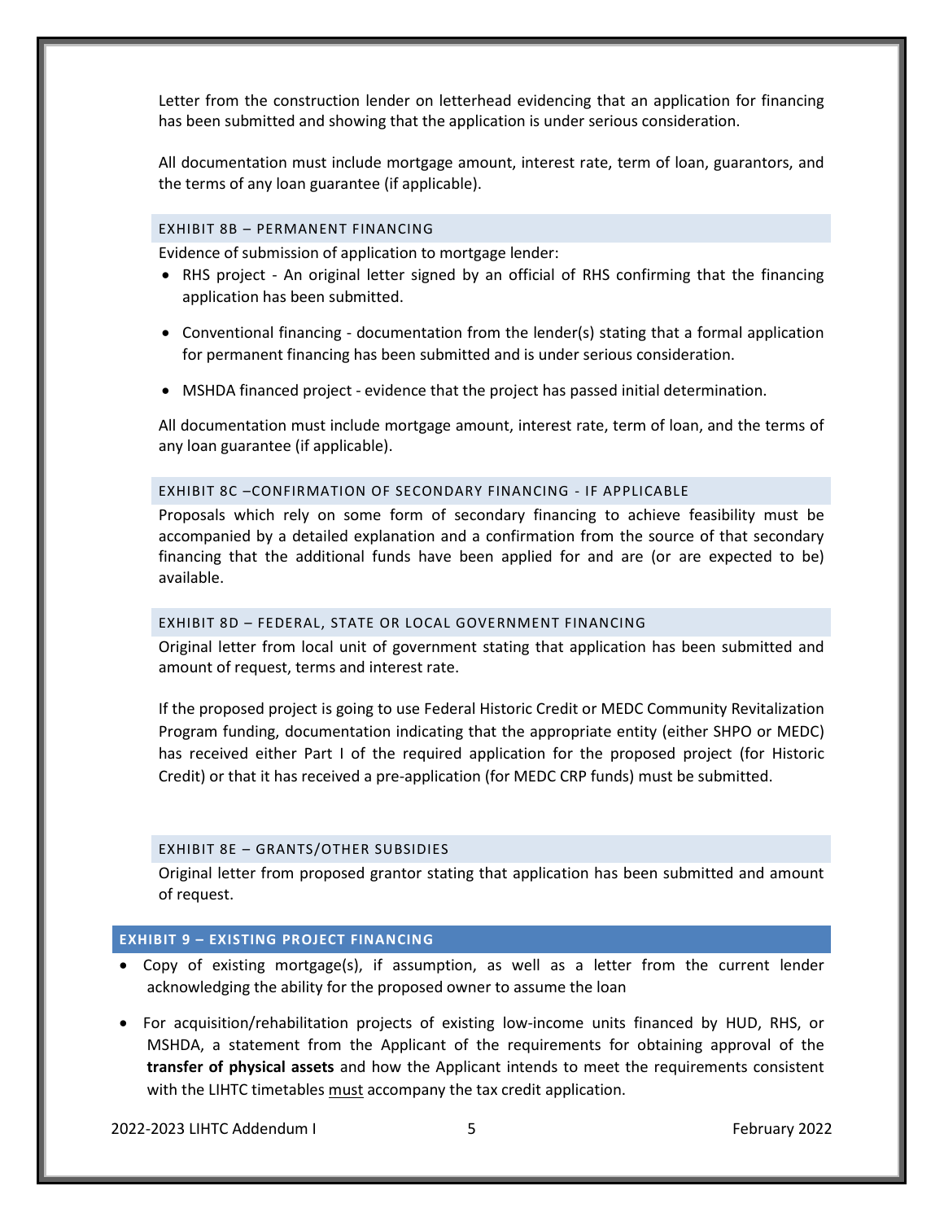Letter from the construction lender on letterhead evidencing that an application for financing has been submitted and showing that the application is under serious consideration.

All documentation must include mortgage amount, interest rate, term of loan, guarantors, and the terms of any loan guarantee (if applicable).

### EXHIBIT 8B – PERMANENT FINANCING

Evidence of submission of application to mortgage lender:

- RHS project - An original letter signed by an official of RHS confirming that the financing application has been submitted.
- Conventional financing - documentation from the lender(s) stating that a formal application for permanent financing has been submitted and is under serious consideration.
- MSHDA financed project - evidence that the project has passed initial determination.

All documentation must include mortgage amount, interest rate, term of loan, and the terms of any loan guarantee (if applicable).

### EXHIBIT 8C –CONFIRMATION OF SECONDARY FINANCING - IF APPLICABLE

Proposals which rely on some form of secondary financing to achieve feasibility must be accompanied by a detailed explanation and a confirmation from the source of that secondary financing that the additional funds have been applied for and are (or are expected to be) available.

### EXHIBIT 8D – FEDERAL, STATE OR LOCAL GOVERNMENT FINANCING

Original letter from local unit of government stating that application has been submitted and amount of request, terms and interest rate.

If the proposed project is going to use Federal Historic Credit or MEDC Community Revitalization Program funding, documentation indicating that the appropriate entity (either SHPO or MEDC) has received either Part I of the required application for the proposed project (for Historic Credit) or that it has received a pre-application (for MEDC CRP funds) must be submitted.

### EXHIBIT 8E – GRANTS/OTHER SUBSIDIES

Original letter from proposed grantor stating that application has been submitted and amount of request.

## EXHIBIT 9 – EXISTING PROJECT FINANCING

- Copy of existing mortgage(s), if assumption, as well as a letter from the current lender acknowledging the ability for the proposed owner to assume the loan
- For acquisition/rehabilitation projects of existing low-income units financed by HUD, RHS, or MSHDA, a statement from the Applicant of the requirements for obtaining approval of the **transfer of physical assets** and how the Applicant intends to meet the requirements consistent with the LIHTC timetables <u>must</u> accompany the tax credit application.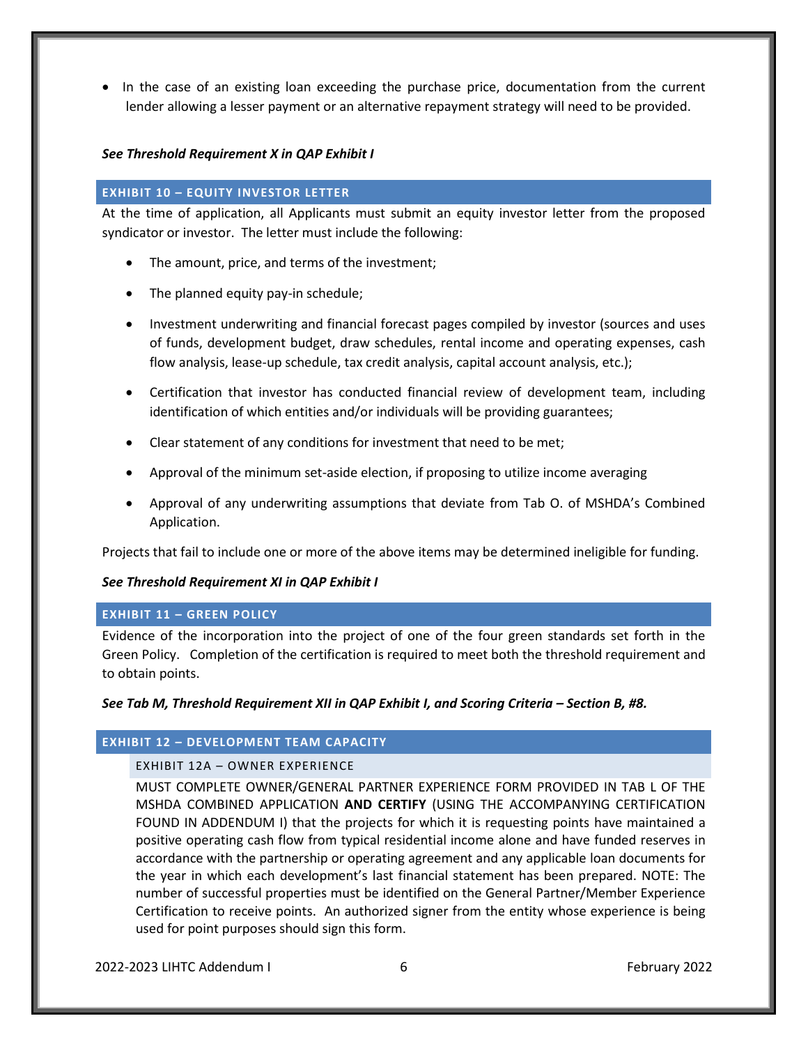- In the case of an existing loan exceeding the purchase price, documentation from the current lender allowing a lesser payment or an alternative repayment strategy will need to be provided.

***See Threshold Requirement X in QAP Exhibit I***

## EXHIBIT 10 – EQUITY INVESTOR LETTER

At the time of application, all Applicants must submit an equity investor letter from the proposed syndicator or investor. The letter must include the following:

- The amount, price, and terms of the investment;
- The planned equity pay-in schedule;
- Investment underwriting and financial forecast pages compiled by investor (sources and uses of funds, development budget, draw schedules, rental income and operating expenses, cash flow analysis, lease-up schedule, tax credit analysis, capital account analysis, etc.);
- Certification that investor has conducted financial review of development team, including identification of which entities and/or individuals will be providing guarantees;
- Clear statement of any conditions for investment that need to be met;
- Approval of the minimum set-aside election, if proposing to utilize income averaging
- Approval of any underwriting assumptions that deviate from Tab O. of MSHDA's Combined Application.

Projects that fail to include one or more of the above items may be determined ineligible for funding.

***See Threshold Requirement XI in QAP Exhibit I***

## EXHIBIT 11 – GREEN POLICY

Evidence of the incorporation into the project of one of the four green standards set forth in the Green Policy. Completion of the certification is required to meet both the threshold requirement and to obtain points.

***See Tab M, Threshold Requirement XII in QAP Exhibit I, and Scoring Criteria – Section B, #8.***

## EXHIBIT 12 – DEVELOPMENT TEAM CAPACITY

### EXHIBIT 12A – OWNER EXPERIENCE

MUST COMPLETE OWNER/GENERAL PARTNER EXPERIENCE FORM PROVIDED IN TAB L OF THE MSHDA COMBINED APPLICATION **AND CERTIFY** (USING THE ACCOMPANYING CERTIFICATION FOUND IN ADDENDUM I) that the projects for which it is requesting points have maintained a positive operating cash flow from typical residential income alone and have funded reserves in accordance with the partnership or operating agreement and any applicable loan documents for the year in which each development's last financial statement has been prepared. NOTE: The number of successful properties must be identified on the General Partner/Member Experience Certification to receive points. An authorized signer from the entity whose experience is being used for point purposes should sign this form.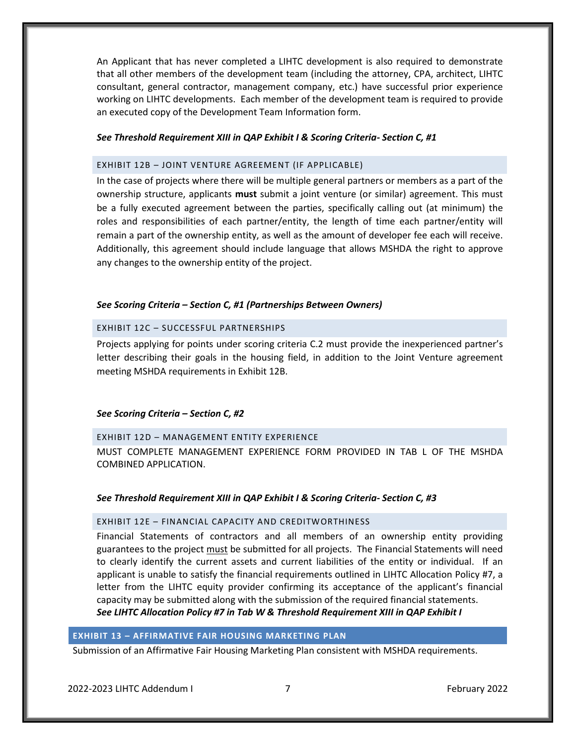An Applicant that has never completed a LIHTC development is also required to demonstrate that all other members of the development team (including the attorney, CPA, architect, LIHTC consultant, general contractor, management company, etc.) have successful prior experience working on LIHTC developments. Each member of the development team is required to provide an executed copy of the Development Team Information form.

***See Threshold Requirement XIII in QAP Exhibit I & Scoring Criteria- Section C, #1***

### EXHIBIT 12B – JOINT VENTURE AGREEMENT (IF APPLICABLE)

In the case of projects where there will be multiple general partners or members as a part of the ownership structure, applicants **must** submit a joint venture (or similar) agreement. This must be a fully executed agreement between the parties, specifically calling out (at minimum) the roles and responsibilities of each partner/entity, the length of time each partner/entity will remain a part of the ownership entity, as well as the amount of developer fee each will receive. Additionally, this agreement should include language that allows MSHDA the right to approve any changes to the ownership entity of the project.

***See Scoring Criteria – Section C, #1 (Partnerships Between Owners)***

### EXHIBIT 12C – SUCCESSFUL PARTNERSHIPS

Projects applying for points under scoring criteria C.2 must provide the inexperienced partner's letter describing their goals in the housing field, in addition to the Joint Venture agreement meeting MSHDA requirements in Exhibit 12B.

***See Scoring Criteria – Section C, #2***

### EXHIBIT 12D – MANAGEMENT ENTITY EXPERIENCE

MUST COMPLETE MANAGEMENT EXPERIENCE FORM PROVIDED IN TAB L OF THE MSHDA COMBINED APPLICATION.

***See Threshold Requirement XIII in QAP Exhibit I & Scoring Criteria- Section C, #3***

### EXHIBIT 12E – FINANCIAL CAPACITY AND CREDITWORTHINESS

Financial Statements of contractors and all members of an ownership entity providing guarantees to the project <u>must</u> be submitted for all projects. The Financial Statements will need to clearly identify the current assets and current liabilities of the entity or individual. If an applicant is unable to satisfy the financial requirements outlined in LIHTC Allocation Policy #7, a letter from the LIHTC equity provider confirming its acceptance of the applicant's financial capacity may be submitted along with the submission of the required financial statements.
***See LIHTC Allocation Policy #7 in Tab W & Threshold Requirement XIII in QAP Exhibit I***

## EXHIBIT 13 – AFFIRMATIVE FAIR HOUSING MARKETING PLAN

Submission of an Affirmative Fair Housing Marketing Plan consistent with MSHDA requirements.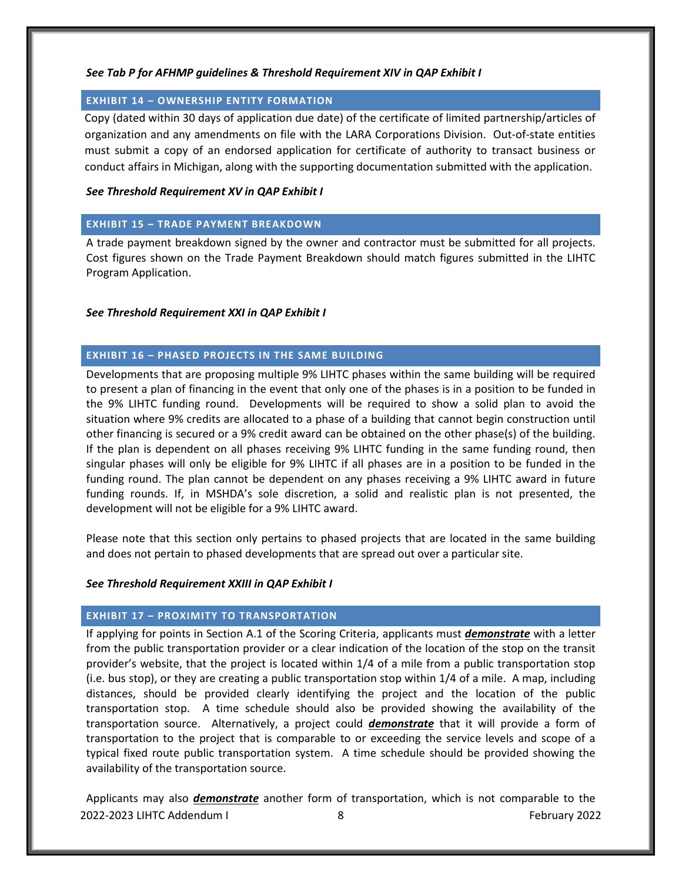***See Tab P for AFHMP guidelines & Threshold Requirement XIV in QAP Exhibit I***

## EXHIBIT 14 – OWNERSHIP ENTITY FORMATION

Copy (dated within 30 days of application due date) of the certificate of limited partnership/articles of organization and any amendments on file with the LARA Corporations Division. Out-of-state entities must submit a copy of an endorsed application for certificate of authority to transact business or conduct affairs in Michigan, along with the supporting documentation submitted with the application.

***See Threshold Requirement XV in QAP Exhibit I***

## EXHIBIT 15 – TRADE PAYMENT BREAKDOWN

A trade payment breakdown signed by the owner and contractor must be submitted for all projects. Cost figures shown on the Trade Payment Breakdown should match figures submitted in the LIHTC Program Application.

***See Threshold Requirement XXI in QAP Exhibit I***

## EXHIBIT 16 – PHASED PROJECTS IN THE SAME BUILDING

Developments that are proposing multiple 9% LIHTC phases within the same building will be required to present a plan of financing in the event that only one of the phases is in a position to be funded in the 9% LIHTC funding round. Developments will be required to show a solid plan to avoid the situation where 9% credits are allocated to a phase of a building that cannot begin construction until other financing is secured or a 9% credit award can be obtained on the other phase(s) of the building. If the plan is dependent on all phases receiving 9% LIHTC funding in the same funding round, then singular phases will only be eligible for 9% LIHTC if all phases are in a position to be funded in the funding round. The plan cannot be dependent on any phases receiving a 9% LIHTC award in future funding rounds. If, in MSHDA's sole discretion, a solid and realistic plan is not presented, the development will not be eligible for a 9% LIHTC award.

Please note that this section only pertains to phased projects that are located in the same building and does not pertain to phased developments that are spread out over a particular site.

***See Threshold Requirement XXIII in QAP Exhibit I***

## EXHIBIT 17 – PROXIMITY TO TRANSPORTATION

If applying for points in Section A.1 of the Scoring Criteria, applicants must ***demonstrate*** with a letter from the public transportation provider or a clear indication of the location of the stop on the transit provider's website, that the project is located within 1/4 of a mile from a public transportation stop (i.e. bus stop), or they are creating a public transportation stop within 1/4 of a mile. A map, including distances, should be provided clearly identifying the project and the location of the public transportation stop. A time schedule should also be provided showing the availability of the transportation source. Alternatively, a project could ***demonstrate*** that it will provide a form of transportation to the project that is comparable to or exceeding the service levels and scope of a typical fixed route public transportation system. A time schedule should be provided showing the availability of the transportation source.

Applicants may also ***demonstrate*** another form of transportation, which is not comparable to the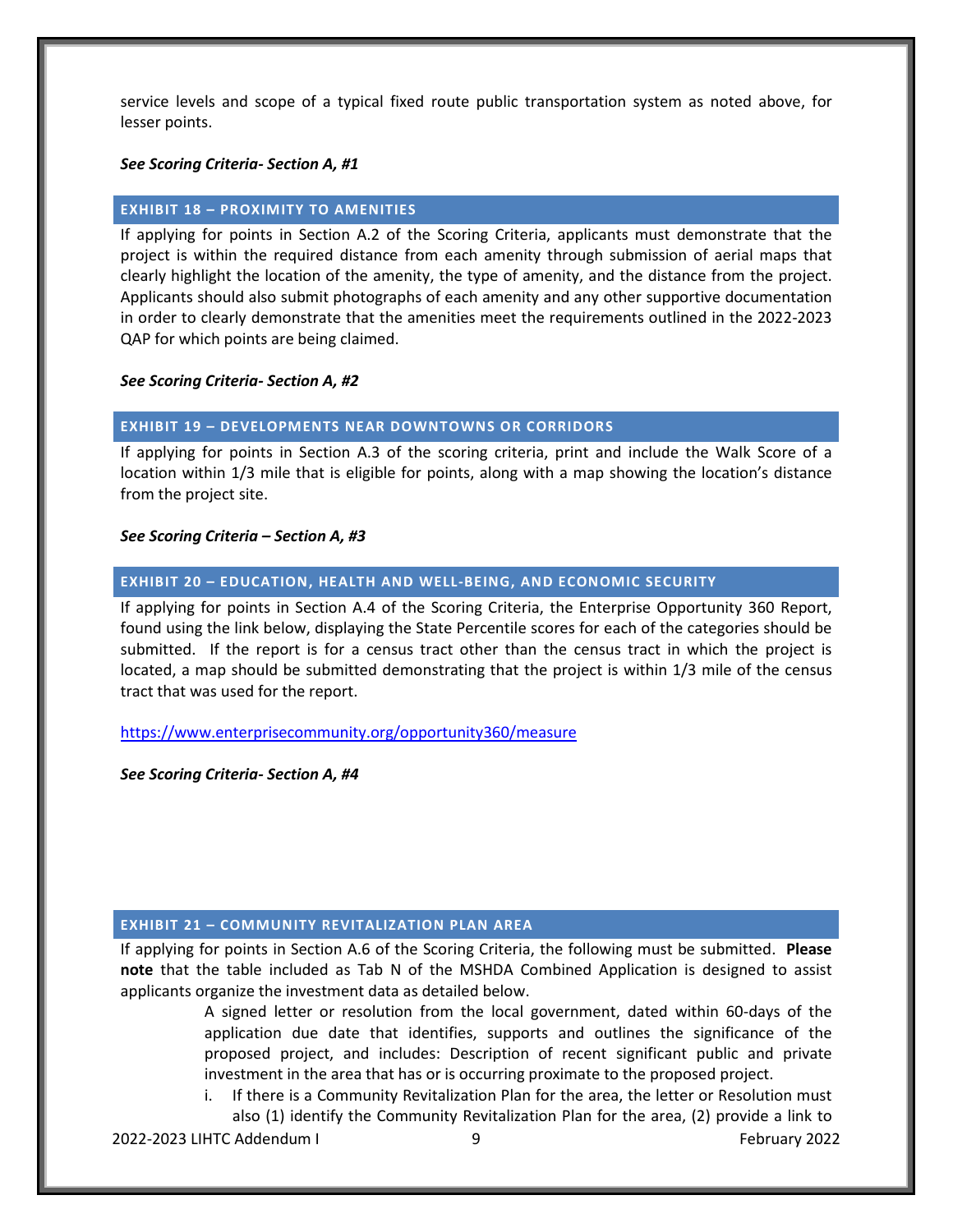service levels and scope of a typical fixed route public transportation system as noted above, for lesser points.

***See Scoring Criteria- Section A, #1***

## EXHIBIT 18 – PROXIMITY TO AMENITIES

If applying for points in Section A.2 of the Scoring Criteria, applicants must demonstrate that the project is within the required distance from each amenity through submission of aerial maps that clearly highlight the location of the amenity, the type of amenity, and the distance from the project. Applicants should also submit photographs of each amenity and any other supportive documentation in order to clearly demonstrate that the amenities meet the requirements outlined in the 2022-2023 QAP for which points are being claimed.

***See Scoring Criteria- Section A, #2***

## EXHIBIT 19 – DEVELOPMENTS NEAR DOWNTOWNS OR CORRIDORS

If applying for points in Section A.3 of the scoring criteria, print and include the Walk Score of a location within 1/3 mile that is eligible for points, along with a map showing the location's distance from the project site.

***See Scoring Criteria – Section A, #3***

## EXHIBIT 20 – EDUCATION, HEALTH AND WELL-BEING, AND ECONOMIC SECURITY

If applying for points in Section A.4 of the Scoring Criteria, the Enterprise Opportunity 360 Report, found using the link below, displaying the State Percentile scores for each of the categories should be submitted. If the report is for a census tract other than the census tract in which the project is located, a map should be submitted demonstrating that the project is within 1/3 mile of the census tract that was used for the report.

https://www.enterprisecommunity.org/opportunity360/measure

***See Scoring Criteria- Section A, #4***

## EXHIBIT 21 – COMMUNITY REVITALIZATION PLAN AREA

If applying for points in Section A.6 of the Scoring Criteria, the following must be submitted. **Please note** that the table included as Tab N of the MSHDA Combined Application is designed to assist applicants organize the investment data as detailed below.

A signed letter or resolution from the local government, dated within 60-days of the application due date that identifies, supports and outlines the significance of the proposed project, and includes: Description of recent significant public and private investment in the area that has or is occurring proximate to the proposed project.

i. If there is a Community Revitalization Plan for the area, the letter or Resolution must also (1) identify the Community Revitalization Plan for the area, (2) provide a link to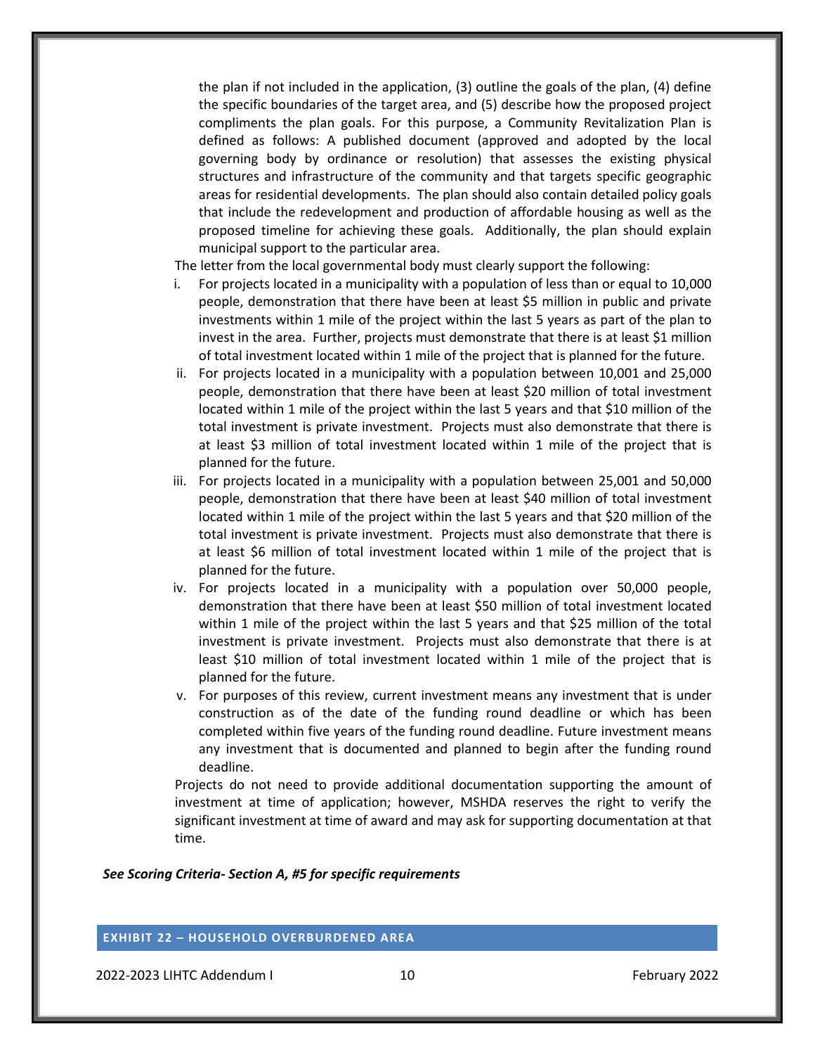the plan if not included in the application, (3) outline the goals of the plan, (4) define the specific boundaries of the target area, and (5) describe how the proposed project compliments the plan goals. For this purpose, a Community Revitalization Plan is defined as follows: A published document (approved and adopted by the local governing body by ordinance or resolution) that assesses the existing physical structures and infrastructure of the community and that targets specific geographic areas for residential developments. The plan should also contain detailed policy goals that include the redevelopment and production of affordable housing as well as the proposed timeline for achieving these goals. Additionally, the plan should explain municipal support to the particular area.

The letter from the local governmental body must clearly support the following:

i. For projects located in a municipality with a population of less than or equal to 10,000 people, demonstration that there have been at least $5 million in public and private investments within 1 mile of the project within the last 5 years as part of the plan to invest in the area. Further, projects must demonstrate that there is at least $1 million of total investment located within 1 mile of the project that is planned for the future.

ii. For projects located in a municipality with a population between 10,001 and 25,000 people, demonstration that there have been at least $20 million of total investment located within 1 mile of the project within the last 5 years and that $10 million of the total investment is private investment. Projects must also demonstrate that there is at least $3 million of total investment located within 1 mile of the project that is planned for the future.

iii. For projects located in a municipality with a population between 25,001 and 50,000 people, demonstration that there have been at least $40 million of total investment located within 1 mile of the project within the last 5 years and that $20 million of the total investment is private investment. Projects must also demonstrate that there is at least $6 million of total investment located within 1 mile of the project that is planned for the future.

iv. For projects located in a municipality with a population over 50,000 people, demonstration that there have been at least $50 million of total investment located within 1 mile of the project within the last 5 years and that $25 million of the total investment is private investment. Projects must also demonstrate that there is at least $10 million of total investment located within 1 mile of the project that is planned for the future.

v. For purposes of this review, current investment means any investment that is under construction as of the date of the funding round deadline or which has been completed within five years of the funding round deadline. Future investment means any investment that is documented and planned to begin after the funding round deadline.

Projects do not need to provide additional documentation supporting the amount of investment at time of application; however, MSHDA reserves the right to verify the significant investment at time of award and may ask for supporting documentation at that time.

***See Scoring Criteria- Section A, #5 for specific requirements***

## EXHIBIT 22 – HOUSEHOLD OVERBURDENED AREA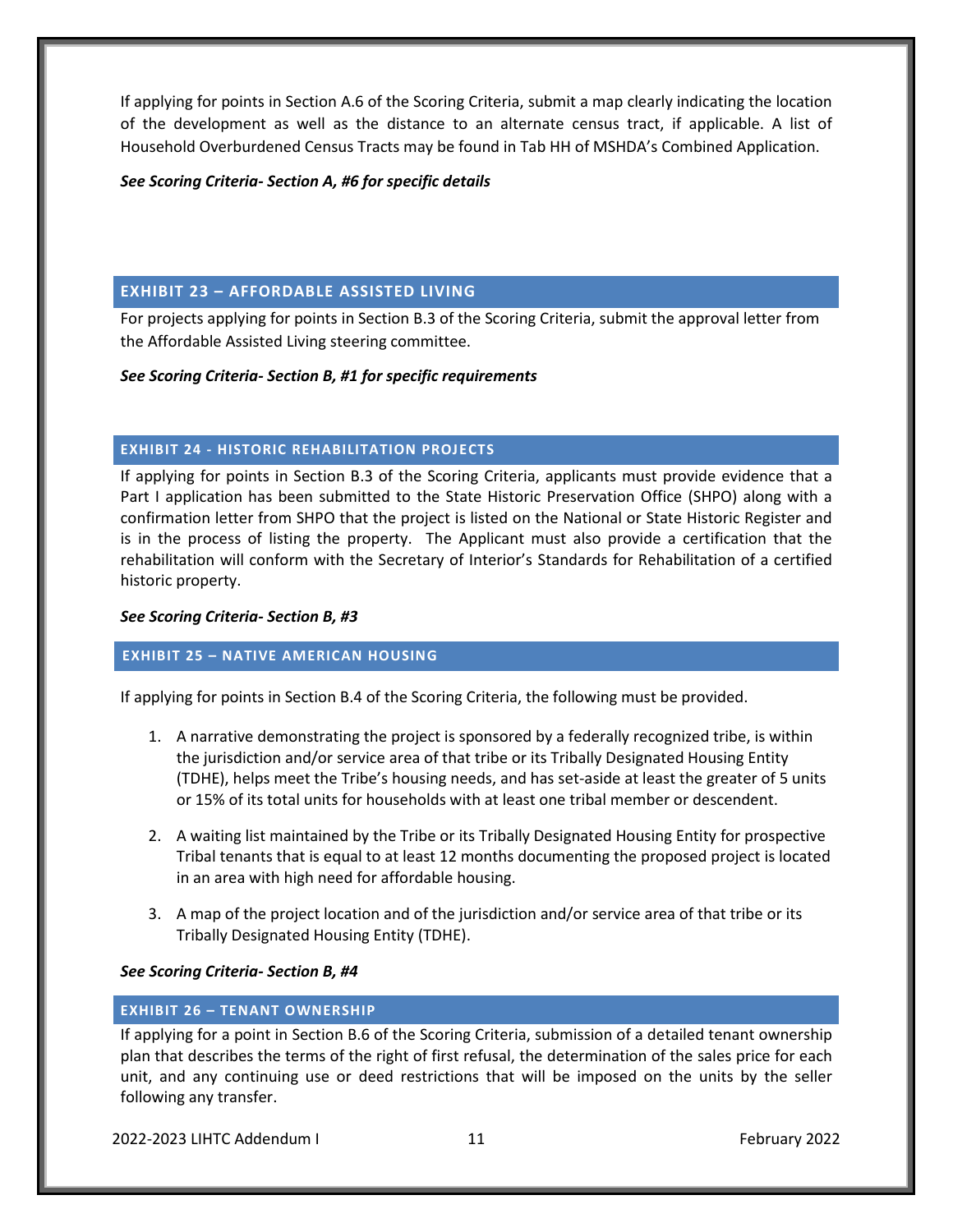If applying for points in Section A.6 of the Scoring Criteria, submit a map clearly indicating the location of the development as well as the distance to an alternate census tract, if applicable. A list of Household Overburdened Census Tracts may be found in Tab HH of MSHDA's Combined Application.

***See Scoring Criteria- Section A, #6 for specific details***

## EXHIBIT 23 – AFFORDABLE ASSISTED LIVING

For projects applying for points in Section B.3 of the Scoring Criteria, submit the approval letter from the Affordable Assisted Living steering committee.

***See Scoring Criteria- Section B, #1 for specific requirements***

## EXHIBIT 24 - HISTORIC REHABILITATION PROJECTS

If applying for points in Section B.3 of the Scoring Criteria, applicants must provide evidence that a Part I application has been submitted to the State Historic Preservation Office (SHPO) along with a confirmation letter from SHPO that the project is listed on the National or State Historic Register and is in the process of listing the property. The Applicant must also provide a certification that the rehabilitation will conform with the Secretary of Interior's Standards for Rehabilitation of a certified historic property.

***See Scoring Criteria- Section B, #3***

## EXHIBIT 25 – NATIVE AMERICAN HOUSING

If applying for points in Section B.4 of the Scoring Criteria, the following must be provided.

1. A narrative demonstrating the project is sponsored by a federally recognized tribe, is within the jurisdiction and/or service area of that tribe or its Tribally Designated Housing Entity (TDHE), helps meet the Tribe's housing needs, and has set-aside at least the greater of 5 units or 15% of its total units for households with at least one tribal member or descendent.

2. A waiting list maintained by the Tribe or its Tribally Designated Housing Entity for prospective Tribal tenants that is equal to at least 12 months documenting the proposed project is located in an area with high need for affordable housing.

3. A map of the project location and of the jurisdiction and/or service area of that tribe or its Tribally Designated Housing Entity (TDHE).

***See Scoring Criteria- Section B, #4***

## EXHIBIT 26 – TENANT OWNERSHIP

If applying for a point in Section B.6 of the Scoring Criteria, submission of a detailed tenant ownership plan that describes the terms of the right of first refusal, the determination of the sales price for each unit, and any continuing use or deed restrictions that will be imposed on the units by the seller following any transfer.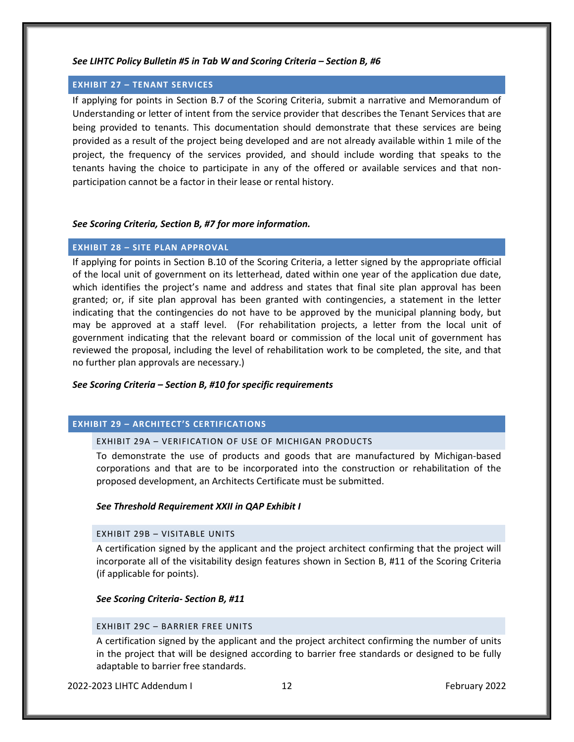***See LIHTC Policy Bulletin #5 in Tab W and Scoring Criteria – Section B, #6***

## EXHIBIT 27 – TENANT SERVICES

If applying for points in Section B.7 of the Scoring Criteria, submit a narrative and Memorandum of Understanding or letter of intent from the service provider that describes the Tenant Services that are being provided to tenants. This documentation should demonstrate that these services are being provided as a result of the project being developed and are not already available within 1 mile of the project, the frequency of the services provided, and should include wording that speaks to the tenants having the choice to participate in any of the offered or available services and that non-participation cannot be a factor in their lease or rental history.

***See Scoring Criteria, Section B, #7 for more information.***

## EXHIBIT 28 – SITE PLAN APPROVAL

If applying for points in Section B.10 of the Scoring Criteria, a letter signed by the appropriate official of the local unit of government on its letterhead, dated within one year of the application due date, which identifies the project's name and address and states that final site plan approval has been granted; or, if site plan approval has been granted with contingencies, a statement in the letter indicating that the contingencies do not have to be approved by the municipal planning body, but may be approved at a staff level. (For rehabilitation projects, a letter from the local unit of government indicating that the relevant board or commission of the local unit of government has reviewed the proposal, including the level of rehabilitation work to be completed, the site, and that no further plan approvals are necessary.)

***See Scoring Criteria – Section B, #10 for specific requirements***

## EXHIBIT 29 – ARCHITECT'S CERTIFICATIONS

### EXHIBIT 29A – VERIFICATION OF USE OF MICHIGAN PRODUCTS

To demonstrate the use of products and goods that are manufactured by Michigan-based corporations and that are to be incorporated into the construction or rehabilitation of the proposed development, an Architects Certificate must be submitted.

***See Threshold Requirement XXII in QAP Exhibit I***

### EXHIBIT 29B – VISITABLE UNITS

A certification signed by the applicant and the project architect confirming that the project will incorporate all of the visitability design features shown in Section B, #11 of the Scoring Criteria (if applicable for points).

***See Scoring Criteria- Section B, #11***

### EXHIBIT 29C – BARRIER FREE UNITS

A certification signed by the applicant and the project architect confirming the number of units in the project that will be designed according to barrier free standards or designed to be fully adaptable to barrier free standards.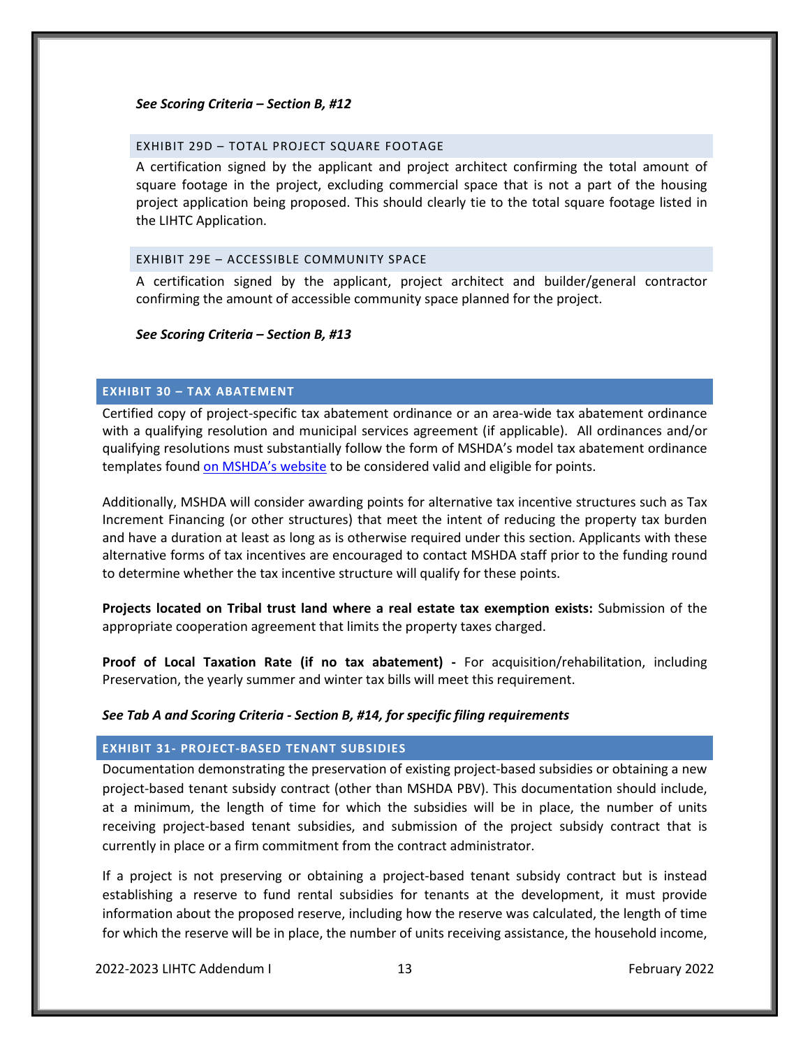***See Scoring Criteria – Section B, #12***

### EXHIBIT 29D – TOTAL PROJECT SQUARE FOOTAGE

A certification signed by the applicant and project architect confirming the total amount of square footage in the project, excluding commercial space that is not a part of the housing project application being proposed. This should clearly tie to the total square footage listed in the LIHTC Application.

### EXHIBIT 29E – ACCESSIBLE COMMUNITY SPACE

A certification signed by the applicant, project architect and builder/general contractor confirming the amount of accessible community space planned for the project.

***See Scoring Criteria – Section B, #13***

## EXHIBIT 30 – TAX ABATEMENT

Certified copy of project-specific tax abatement ordinance or an area-wide tax abatement ordinance with a qualifying resolution and municipal services agreement (if applicable). All ordinances and/or qualifying resolutions must substantially follow the form of MSHDA's model tax abatement ordinance templates found on MSHDA's website to be considered valid and eligible for points.

Additionally, MSHDA will consider awarding points for alternative tax incentive structures such as Tax Increment Financing (or other structures) that meet the intent of reducing the property tax burden and have a duration at least as long as is otherwise required under this section. Applicants with these alternative forms of tax incentives are encouraged to contact MSHDA staff prior to the funding round to determine whether the tax incentive structure will qualify for these points.

**Projects located on Tribal trust land where a real estate tax exemption exists:** Submission of the appropriate cooperation agreement that limits the property taxes charged.

**Proof of Local Taxation Rate (if no tax abatement) -** For acquisition/rehabilitation, including Preservation, the yearly summer and winter tax bills will meet this requirement.

***See Tab A and Scoring Criteria - Section B, #14, for specific filing requirements***

## EXHIBIT 31- PROJECT-BASED TENANT SUBSIDIES

Documentation demonstrating the preservation of existing project-based subsidies or obtaining a new project-based tenant subsidy contract (other than MSHDA PBV). This documentation should include, at a minimum, the length of time for which the subsidies will be in place, the number of units receiving project-based tenant subsidies, and submission of the project subsidy contract that is currently in place or a firm commitment from the contract administrator.

If a project is not preserving or obtaining a project-based tenant subsidy contract but is instead establishing a reserve to fund rental subsidies for tenants at the development, it must provide information about the proposed reserve, including how the reserve was calculated, the length of time for which the reserve will be in place, the number of units receiving assistance, the household income,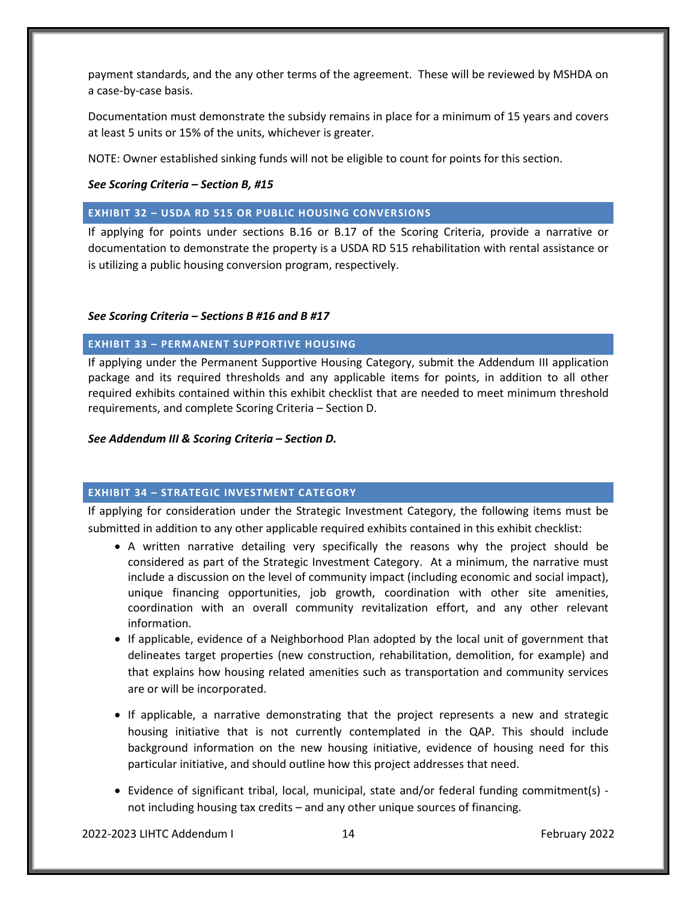payment standards, and the any other terms of the agreement. These will be reviewed by MSHDA on a case-by-case basis.

Documentation must demonstrate the subsidy remains in place for a minimum of 15 years and covers at least 5 units or 15% of the units, whichever is greater.

NOTE: Owner established sinking funds will not be eligible to count for points for this section.

***See Scoring Criteria – Section B, #15***

## EXHIBIT 32 – USDA RD 515 OR PUBLIC HOUSING CONVERSIONS

If applying for points under sections B.16 or B.17 of the Scoring Criteria, provide a narrative or documentation to demonstrate the property is a USDA RD 515 rehabilitation with rental assistance or is utilizing a public housing conversion program, respectively.

***See Scoring Criteria – Sections B #16 and B #17***

## EXHIBIT 33 – PERMANENT SUPPORTIVE HOUSING

If applying under the Permanent Supportive Housing Category, submit the Addendum III application package and its required thresholds and any applicable items for points, in addition to all other required exhibits contained within this exhibit checklist that are needed to meet minimum threshold requirements, and complete Scoring Criteria – Section D.

***See Addendum III & Scoring Criteria – Section D.***

## EXHIBIT 34 – STRATEGIC INVESTMENT CATEGORY

If applying for consideration under the Strategic Investment Category, the following items must be submitted in addition to any other applicable required exhibits contained in this exhibit checklist:

- A written narrative detailing very specifically the reasons why the project should be considered as part of the Strategic Investment Category. At a minimum, the narrative must include a discussion on the level of community impact (including economic and social impact), unique financing opportunities, job growth, coordination with other site amenities, coordination with an overall community revitalization effort, and any other relevant information.
- If applicable, evidence of a Neighborhood Plan adopted by the local unit of government that delineates target properties (new construction, rehabilitation, demolition, for example) and that explains how housing related amenities such as transportation and community services are or will be incorporated.
- If applicable, a narrative demonstrating that the project represents a new and strategic housing initiative that is not currently contemplated in the QAP. This should include background information on the new housing initiative, evidence of housing need for this particular initiative, and should outline how this project addresses that need.
- Evidence of significant tribal, local, municipal, state and/or federal funding commitment(s) - not including housing tax credits – and any other unique sources of financing.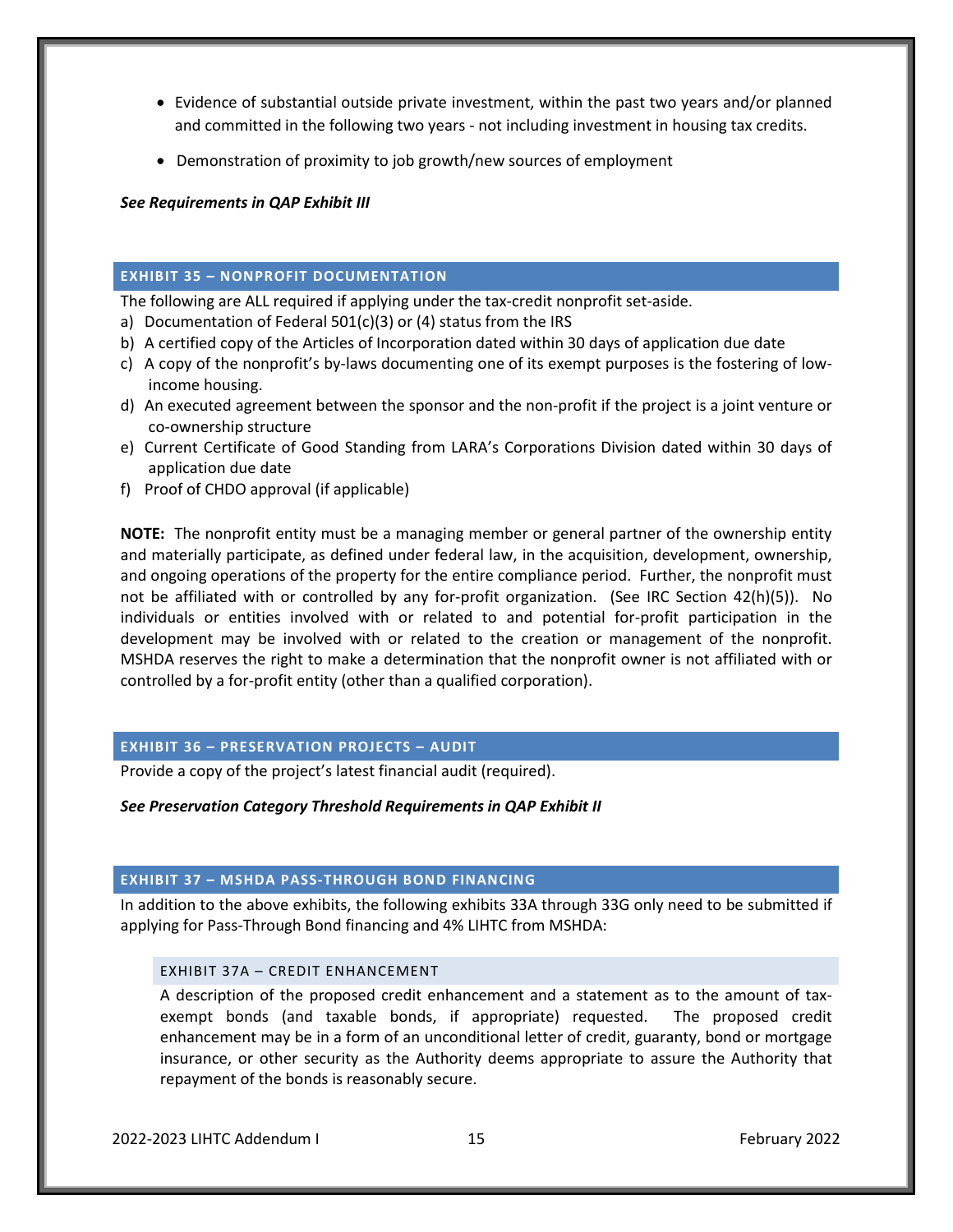- Evidence of substantial outside private investment, within the past two years and/or planned and committed in the following two years - not including investment in housing tax credits.
- Demonstration of proximity to job growth/new sources of employment

***See Requirements in QAP Exhibit III***

## EXHIBIT 35 – NONPROFIT DOCUMENTATION

The following are ALL required if applying under the tax-credit nonprofit set-aside.

a) Documentation of Federal 501(c)(3) or (4) status from the IRS
b) A certified copy of the Articles of Incorporation dated within 30 days of application due date
c) A copy of the nonprofit's by-laws documenting one of its exempt purposes is the fostering of low-income housing.
d) An executed agreement between the sponsor and the non-profit if the project is a joint venture or co-ownership structure
e) Current Certificate of Good Standing from LARA's Corporations Division dated within 30 days of application due date
f) Proof of CHDO approval (if applicable)

**NOTE:** The nonprofit entity must be a managing member or general partner of the ownership entity and materially participate, as defined under federal law, in the acquisition, development, ownership, and ongoing operations of the property for the entire compliance period. Further, the nonprofit must not be affiliated with or controlled by any for-profit organization. (See IRC Section 42(h)(5)). No individuals or entities involved with or related to and potential for-profit participation in the development may be involved with or related to the creation or management of the nonprofit. MSHDA reserves the right to make a determination that the nonprofit owner is not affiliated with or controlled by a for-profit entity (other than a qualified corporation).

## EXHIBIT 36 – PRESERVATION PROJECTS – AUDIT

Provide a copy of the project's latest financial audit (required).

***See Preservation Category Threshold Requirements in QAP Exhibit II***

## EXHIBIT 37 – MSHDA PASS-THROUGH BOND FINANCING

In addition to the above exhibits, the following exhibits 33A through 33G only need to be submitted if applying for Pass-Through Bond financing and 4% LIHTC from MSHDA:

### EXHIBIT 37A – CREDIT ENHANCEMENT

A description of the proposed credit enhancement and a statement as to the amount of tax-exempt bonds (and taxable bonds, if appropriate) requested. The proposed credit enhancement may be in a form of an unconditional letter of credit, guaranty, bond or mortgage insurance, or other security as the Authority deems appropriate to assure the Authority that repayment of the bonds is reasonably secure.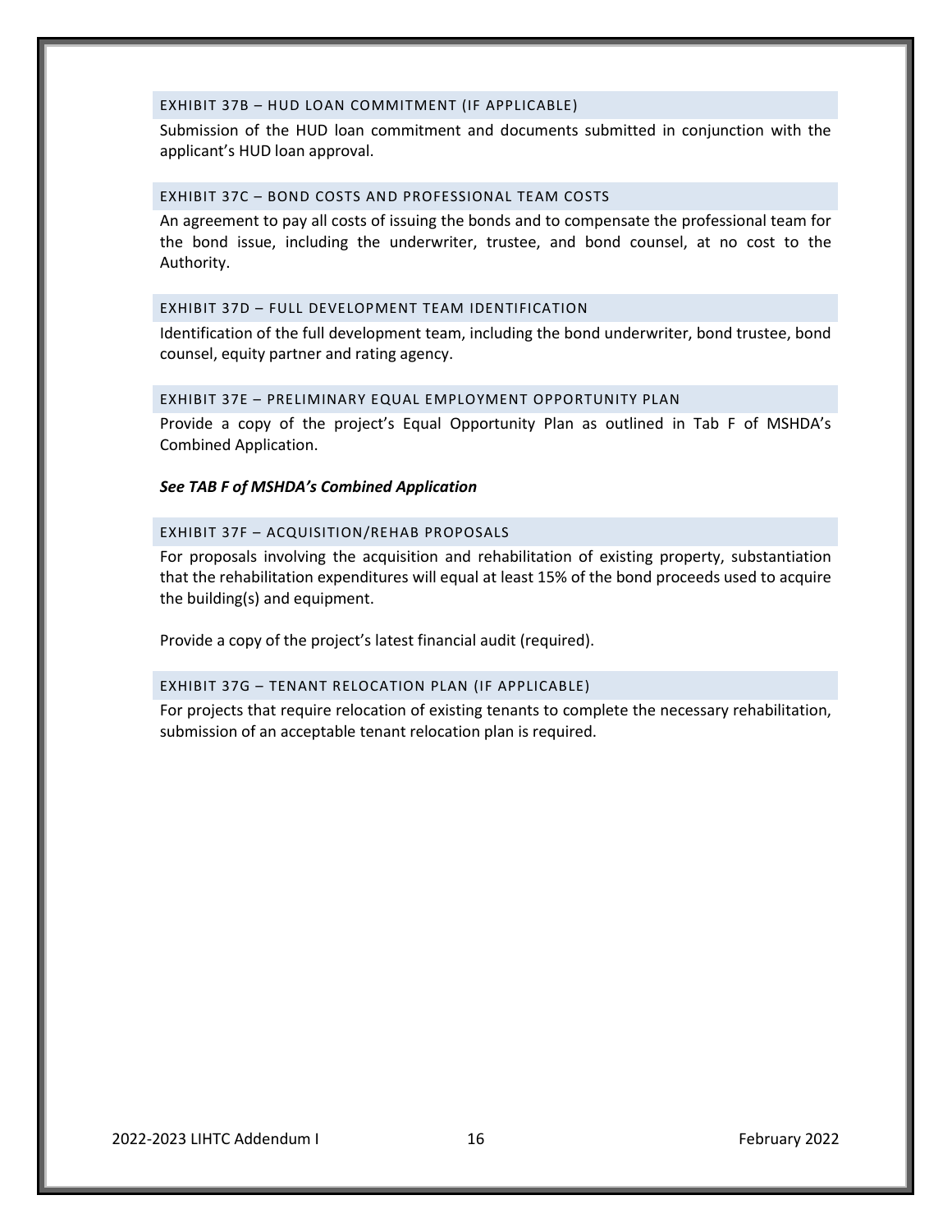### EXHIBIT 37B – HUD LOAN COMMITMENT (IF APPLICABLE)

Submission of the HUD loan commitment and documents submitted in conjunction with the applicant's HUD loan approval.

### EXHIBIT 37C – BOND COSTS AND PROFESSIONAL TEAM COSTS

An agreement to pay all costs of issuing the bonds and to compensate the professional team for the bond issue, including the underwriter, trustee, and bond counsel, at no cost to the Authority.

### EXHIBIT 37D – FULL DEVELOPMENT TEAM IDENTIFICATION

Identification of the full development team, including the bond underwriter, bond trustee, bond counsel, equity partner and rating agency.

### EXHIBIT 37E – PRELIMINARY EQUAL EMPLOYMENT OPPORTUNITY PLAN

Provide a copy of the project's Equal Opportunity Plan as outlined in Tab F of MSHDA's Combined Application.

***See TAB F of MSHDA's Combined Application***

### EXHIBIT 37F – ACQUISITION/REHAB PROPOSALS

For proposals involving the acquisition and rehabilitation of existing property, substantiation that the rehabilitation expenditures will equal at least 15% of the bond proceeds used to acquire the building(s) and equipment.

Provide a copy of the project's latest financial audit (required).

### EXHIBIT 37G – TENANT RELOCATION PLAN (IF APPLICABLE)

For projects that require relocation of existing tenants to complete the necessary rehabilitation, submission of an acceptable tenant relocation plan is required.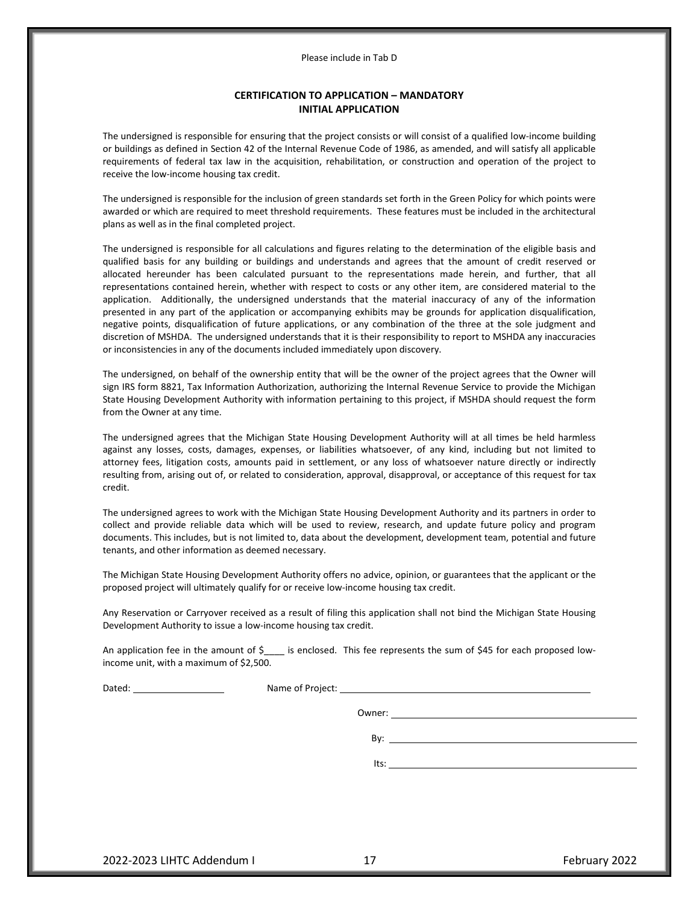Please include in Tab D

## CERTIFICATION TO APPLICATION – MANDATORY
## INITIAL APPLICATION

The undersigned is responsible for ensuring that the project consists or will consist of a qualified low-income building or buildings as defined in Section 42 of the Internal Revenue Code of 1986, as amended, and will satisfy all applicable requirements of federal tax law in the acquisition, rehabilitation, or construction and operation of the project to receive the low-income housing tax credit.

The undersigned is responsible for the inclusion of green standards set forth in the Green Policy for which points were awarded or which are required to meet threshold requirements. These features must be included in the architectural plans as well as in the final completed project.

The undersigned is responsible for all calculations and figures relating to the determination of the eligible basis and qualified basis for any building or buildings and understands and agrees that the amount of credit reserved or allocated hereunder has been calculated pursuant to the representations made herein, and further, that all representations contained herein, whether with respect to costs or any other item, are considered material to the application. Additionally, the undersigned understands that the material inaccuracy of any of the information presented in any part of the application or accompanying exhibits may be grounds for application disqualification, negative points, disqualification of future applications, or any combination of the three at the sole judgment and discretion of MSHDA. The undersigned understands that it is their responsibility to report to MSHDA any inaccuracies or inconsistencies in any of the documents included immediately upon discovery.

The undersigned, on behalf of the ownership entity that will be the owner of the project agrees that the Owner will sign IRS form 8821, Tax Information Authorization, authorizing the Internal Revenue Service to provide the Michigan State Housing Development Authority with information pertaining to this project, if MSHDA should request the form from the Owner at any time.

The undersigned agrees that the Michigan State Housing Development Authority will at all times be held harmless against any losses, costs, damages, expenses, or liabilities whatsoever, of any kind, including but not limited to attorney fees, litigation costs, amounts paid in settlement, or any loss of whatsoever nature directly or indirectly resulting from, arising out of, or related to consideration, approval, disapproval, or acceptance of this request for tax credit.

The undersigned agrees to work with the Michigan State Housing Development Authority and its partners in order to collect and provide reliable data which will be used to review, research, and update future policy and program documents. This includes, but is not limited to, data about the development, development team, potential and future tenants, and other information as deemed necessary.

The Michigan State Housing Development Authority offers no advice, opinion, or guarantees that the applicant or the proposed project will ultimately qualify for or receive low-income housing tax credit.

Any Reservation or Carryover received as a result of filing this application shall not bind the Michigan State Housing Development Authority to issue a low-income housing tax credit.

An application fee in the amount of $____ is enclosed. This fee represents the sum of $45 for each proposed low-income unit, with a maximum of $2,500.

Dated: ________________ Name of Project: ______________________________________________

Owner: ______________________________________________

By: ______________________________________________

Its: ______________________________________________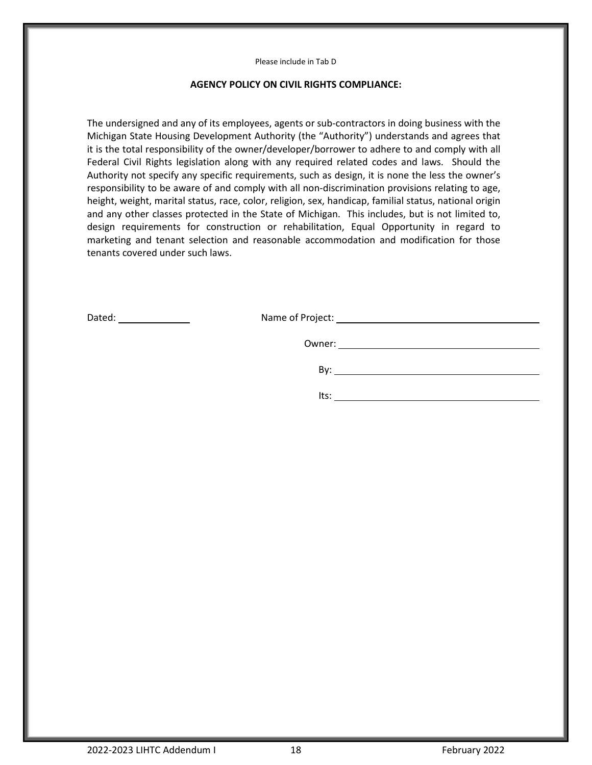Please include in Tab D

**AGENCY POLICY ON CIVIL RIGHTS COMPLIANCE:**

The undersigned and any of its employees, agents or sub-contractors in doing business with the Michigan State Housing Development Authority (the "Authority") understands and agrees that it is the total responsibility of the owner/developer/borrower to adhere to and comply with all Federal Civil Rights legislation along with any required related codes and laws. Should the Authority not specify any specific requirements, such as design, it is none the less the owner's responsibility to be aware of and comply with all non-discrimination provisions relating to age, height, weight, marital status, race, color, religion, sex, handicap, familial status, national origin and any other classes protected in the State of Michigan. This includes, but is not limited to, design requirements for construction or rehabilitation, Equal Opportunity in regard to marketing and tenant selection and reasonable accommodation and modification for those tenants covered under such laws.

Dated: ____________

Name of Project: ______________________________

Owner: ______________________________

By: ______________________________

Its: ______________________________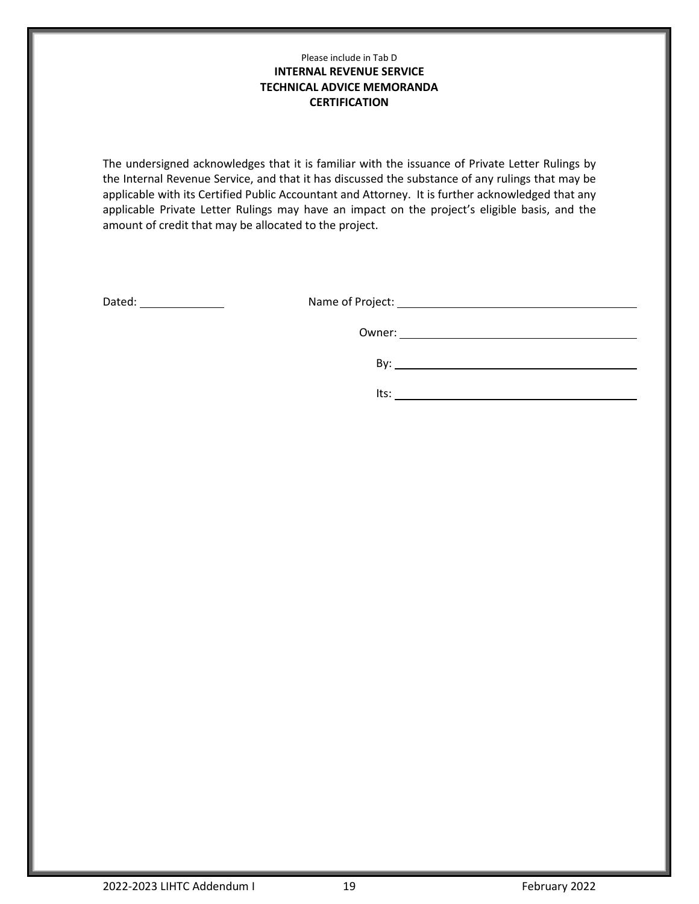Please include in Tab D

**INTERNAL REVENUE SERVICE**
**TECHNICAL ADVICE MEMORANDA**
**CERTIFICATION**

The undersigned acknowledges that it is familiar with the issuance of Private Letter Rulings by the Internal Revenue Service, and that it has discussed the substance of any rulings that may be applicable with its Certified Public Accountant and Attorney. It is further acknowledged that any applicable Private Letter Rulings may have an impact on the project's eligible basis, and the amount of credit that may be allocated to the project.

Dated: ______________

Name of Project: ________________________________________

Owner: ________________________________________

By: ________________________________________

Its: ________________________________________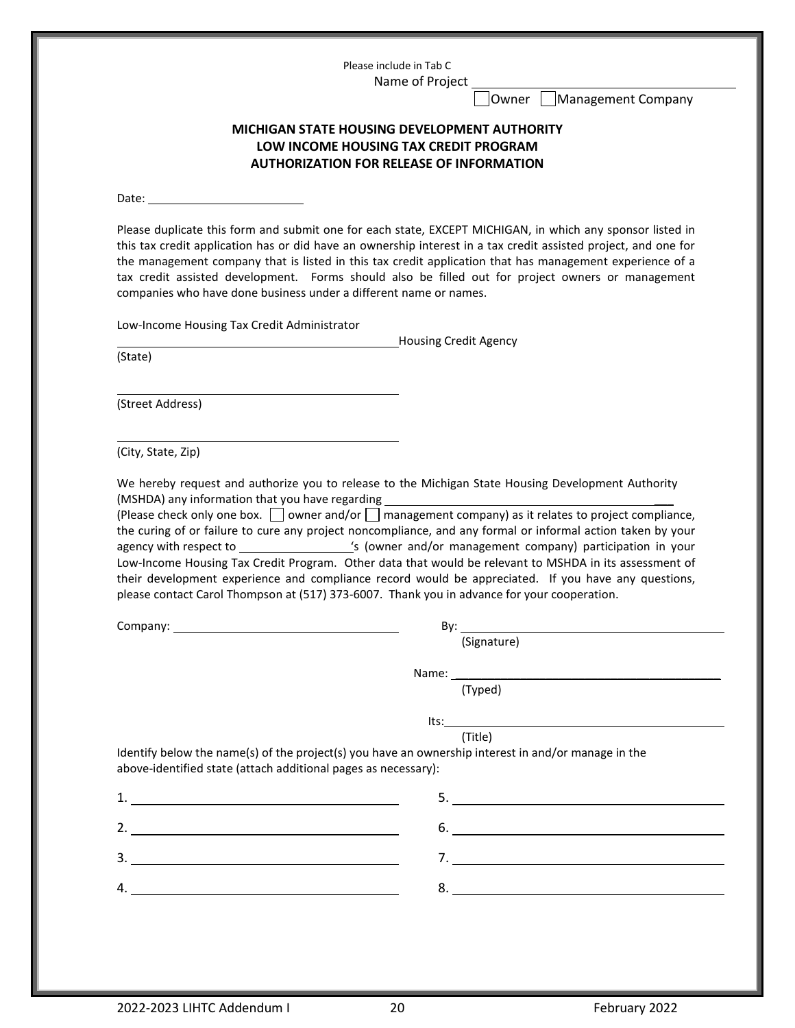Please include in Tab C

Name of Project \_\_\_\_\_\_\_\_\_\_\_\_\_\_\_\_\_\_\_\_\_\_\_\_\_\_\_\_\_\_\_\_\_\_\_\_\_\_

☐ Owner ☐ Management Company

**MICHIGAN STATE HOUSING DEVELOPMENT AUTHORITY**
**LOW INCOME HOUSING TAX CREDIT PROGRAM**
**AUTHORIZATION FOR RELEASE OF INFORMATION**

Date: \_\_\_\_\_\_\_\_\_\_\_\_\_\_\_\_\_\_\_\_\_\_\_\_

Please duplicate this form and submit one for each state, EXCEPT MICHIGAN, in which any sponsor listed in this tax credit application has or did have an ownership interest in a tax credit assisted project, and one for the management company that is listed in this tax credit application that has management experience of a tax credit assisted development. Forms should also be filled out for project owners or management companies who have done business under a different name or names.

Low-Income Housing Tax Credit Administrator

\_\_\_\_\_\_\_\_\_\_\_\_\_\_\_\_\_\_\_\_\_\_\_\_\_\_\_\_\_\_\_\_\_\_\_\_\_\_\_\_ Housing Credit Agency
(State)

\_\_\_\_\_\_\_\_\_\_\_\_\_\_\_\_\_\_\_\_\_\_\_\_\_\_\_\_\_\_\_\_\_\_\_\_\_\_\_\_
(Street Address)

\_\_\_\_\_\_\_\_\_\_\_\_\_\_\_\_\_\_\_\_\_\_\_\_\_\_\_\_\_\_\_\_\_\_\_\_\_\_\_\_
(City, State, Zip)

We hereby request and authorize you to release to the Michigan State Housing Development Authority (MSHDA) any information that you have regarding \_\_\_\_\_\_\_\_\_\_\_\_\_\_\_\_\_\_\_\_\_\_\_\_\_\_\_\_\_\_\_\_\_\_\_\_\_\_\_\_ (Please check only one box. ☐ owner and/or ☐ management company) as it relates to project compliance, the curing of or failure to cure any project noncompliance, and any formal or informal action taken by your agency with respect to \_\_\_\_\_\_\_\_\_\_\_\_\_\_\_\_'s (owner and/or management company) participation in your Low-Income Housing Tax Credit Program. Other data that would be relevant to MSHDA in its assessment of their development experience and compliance record would be appreciated. If you have any questions, please contact Carol Thompson at (517) 373-6007. Thank you in advance for your cooperation.

Company: \_\_\_\_\_\_\_\_\_\_\_\_\_\_\_\_\_\_\_\_\_\_\_\_\_\_\_\_\_\_\_\_

By: \_\_\_\_\_\_\_\_\_\_\_\_\_\_\_\_\_\_\_\_\_\_\_\_\_\_\_\_\_\_\_\_\_\_\_\_\_\_
(Signature)

Name: \_\_\_\_\_\_\_\_\_\_\_\_\_\_\_\_\_\_\_\_\_\_\_\_\_\_\_\_\_\_\_\_\_\_\_\_\_\_
(Typed)

Its: \_\_\_\_\_\_\_\_\_\_\_\_\_\_\_\_\_\_\_\_\_\_\_\_\_\_\_\_\_\_\_\_\_\_\_\_\_\_
(Title)

Identify below the name(s) of the project(s) you have an ownership interest in and/or manage in the above-identified state (attach additional pages as necessary):

1. \_\_\_\_\_\_\_\_\_\_\_\_\_\_\_\_\_\_\_\_\_\_\_\_\_\_\_\_\_\_\_\_\_\_\_\_
2. \_\_\_\_\_\_\_\_\_\_\_\_\_\_\_\_\_\_\_\_\_\_\_\_\_\_\_\_\_\_\_\_\_\_\_\_
3. \_\_\_\_\_\_\_\_\_\_\_\_\_\_\_\_\_\_\_\_\_\_\_\_\_\_\_\_\_\_\_\_\_\_\_\_
4. \_\_\_\_\_\_\_\_\_\_\_\_\_\_\_\_\_\_\_\_\_\_\_\_\_\_\_\_\_\_\_\_\_\_\_\_
5. \_\_\_\_\_\_\_\_\_\_\_\_\_\_\_\_\_\_\_\_\_\_\_\_\_\_\_\_\_\_\_\_\_\_\_\_
6. \_\_\_\_\_\_\_\_\_\_\_\_\_\_\_\_\_\_\_\_\_\_\_\_\_\_\_\_\_\_\_\_\_\_\_\_
7. \_\_\_\_\_\_\_\_\_\_\_\_\_\_\_\_\_\_\_\_\_\_\_\_\_\_\_\_\_\_\_\_\_\_\_\_
8. \_\_\_\_\_\_\_\_\_\_\_\_\_\_\_\_\_\_\_\_\_\_\_\_\_\_\_\_\_\_\_\_\_\_\_\_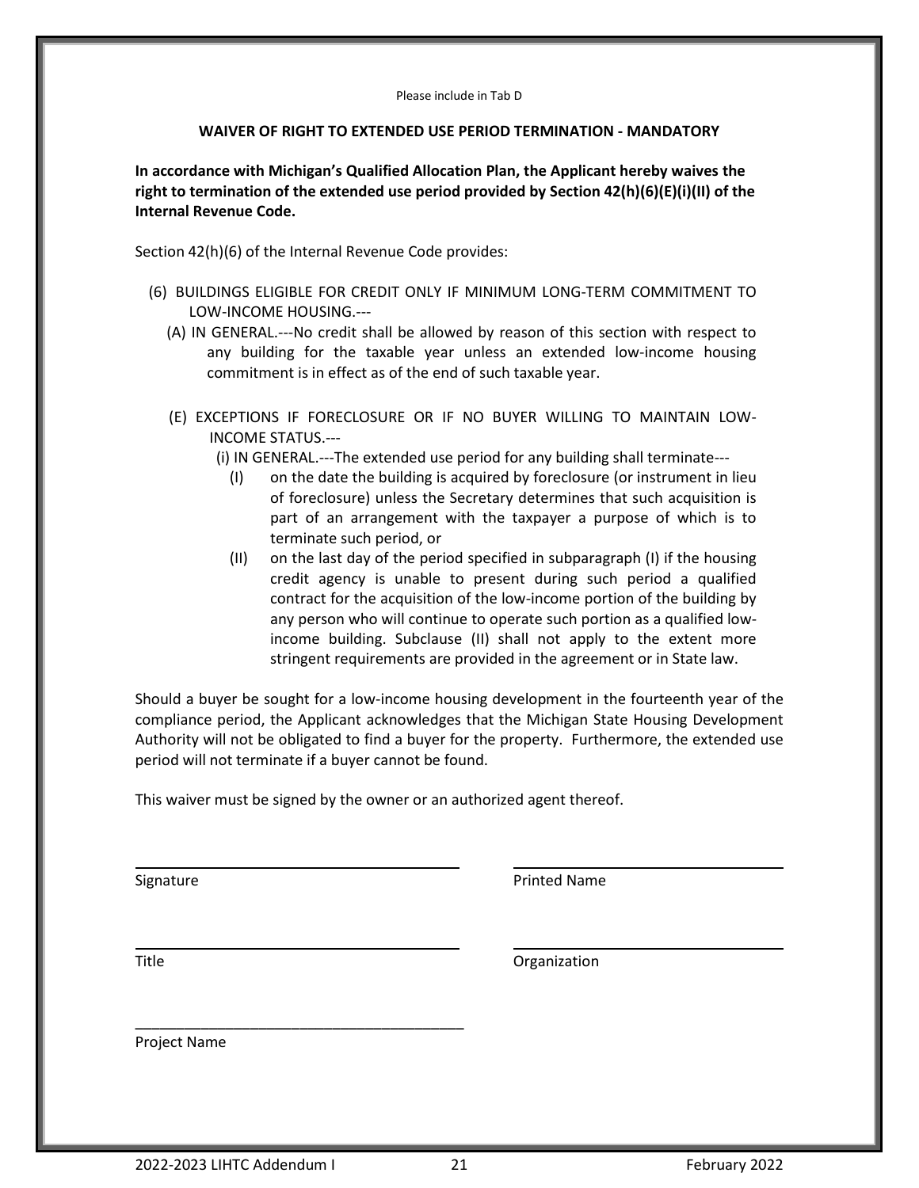Please include in Tab D

## WAIVER OF RIGHT TO EXTENDED USE PERIOD TERMINATION - MANDATORY

**In accordance with Michigan's Qualified Allocation Plan, the Applicant hereby waives the right to termination of the extended use period provided by Section 42(h)(6)(E)(i)(II) of the Internal Revenue Code.**

Section 42(h)(6) of the Internal Revenue Code provides:

(6) BUILDINGS ELIGIBLE FOR CREDIT ONLY IF MINIMUM LONG-TERM COMMITMENT TO LOW-INCOME HOUSING.---

(A) IN GENERAL.---No credit shall be allowed by reason of this section with respect to any building for the taxable year unless an extended low-income housing commitment is in effect as of the end of such taxable year.

(E) EXCEPTIONS IF FORECLOSURE OR IF NO BUYER WILLING TO MAINTAIN LOW-INCOME STATUS.---

(i) IN GENERAL.---The extended use period for any building shall terminate---

- (I) on the date the building is acquired by foreclosure (or instrument in lieu of foreclosure) unless the Secretary determines that such acquisition is part of an arrangement with the taxpayer a purpose of which is to terminate such period, or
- (II) on the last day of the period specified in subparagraph (I) if the housing credit agency is unable to present during such period a qualified contract for the acquisition of the low-income portion of the building by any person who will continue to operate such portion as a qualified low-income building. Subclause (II) shall not apply to the extent more stringent requirements are provided in the agreement or in State law.

Should a buyer be sought for a low-income housing development in the fourteenth year of the compliance period, the Applicant acknowledges that the Michigan State Housing Development Authority will not be obligated to find a buyer for the property. Furthermore, the extended use period will not terminate if a buyer cannot be found.

This waiver must be signed by the owner or an authorized agent thereof.

| | |
|---|---|
| ______________________________ | ______________________________ |
| Signature | Printed Name |
| ______________________________ | ______________________________ |
| Title | Organization |

______________________________

Project Name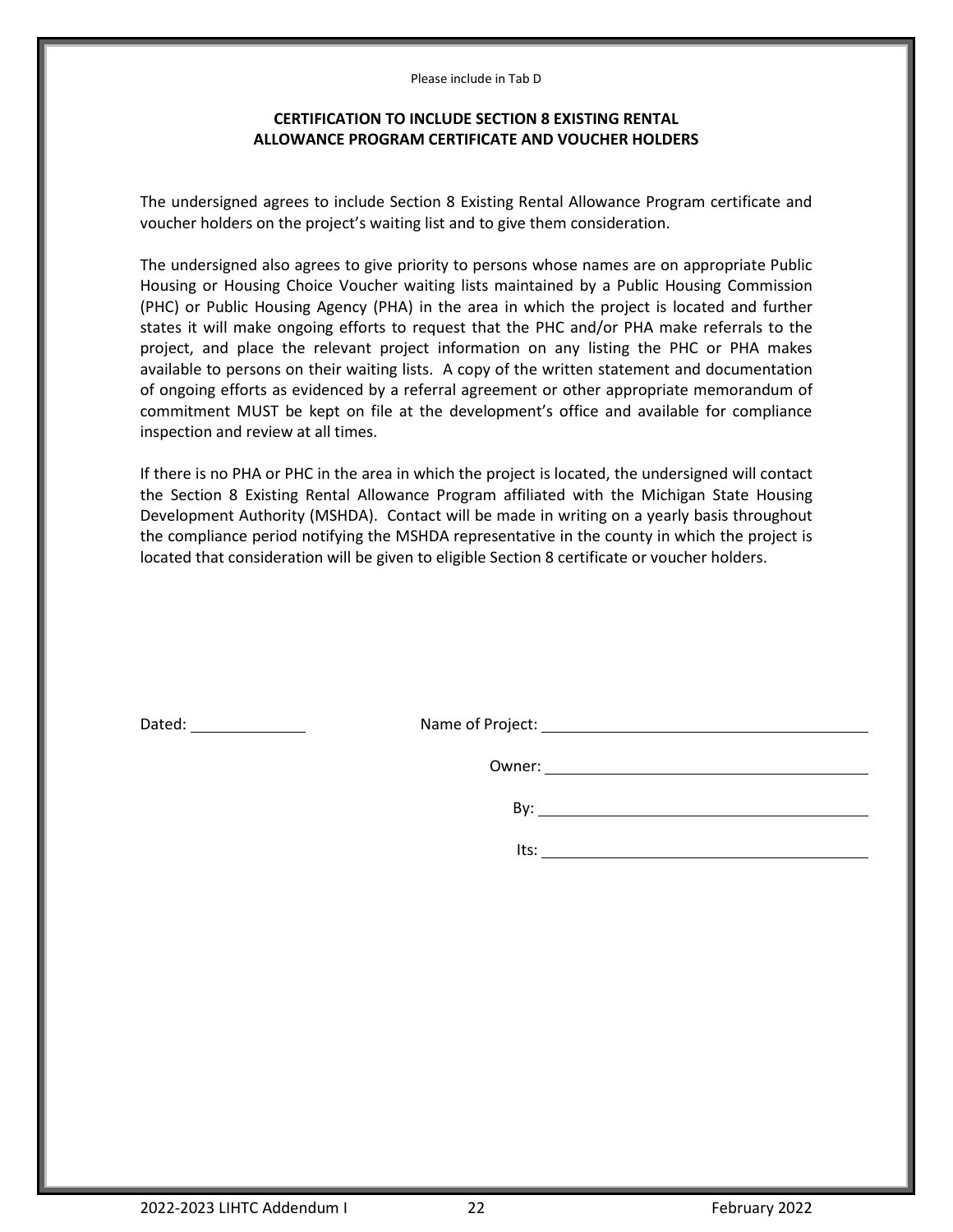Please include in Tab D

## CERTIFICATION TO INCLUDE SECTION 8 EXISTING RENTAL ALLOWANCE PROGRAM CERTIFICATE AND VOUCHER HOLDERS

The undersigned agrees to include Section 8 Existing Rental Allowance Program certificate and voucher holders on the project's waiting list and to give them consideration.

The undersigned also agrees to give priority to persons whose names are on appropriate Public Housing or Housing Choice Voucher waiting lists maintained by a Public Housing Commission (PHC) or Public Housing Agency (PHA) in the area in which the project is located and further states it will make ongoing efforts to request that the PHC and/or PHA make referrals to the project, and place the relevant project information on any listing the PHC or PHA makes available to persons on their waiting lists. A copy of the written statement and documentation of ongoing efforts as evidenced by a referral agreement or other appropriate memorandum of commitment MUST be kept on file at the development's office and available for compliance inspection and review at all times.

If there is no PHA or PHC in the area in which the project is located, the undersigned will contact the Section 8 Existing Rental Allowance Program affiliated with the Michigan State Housing Development Authority (MSHDA). Contact will be made in writing on a yearly basis throughout the compliance period notifying the MSHDA representative in the county in which the project is located that consideration will be given to eligible Section 8 certificate or voucher holders.

Dated: ______________

Name of Project: ________________________________________

Owner: ________________________________________

By: ________________________________________

Its: ________________________________________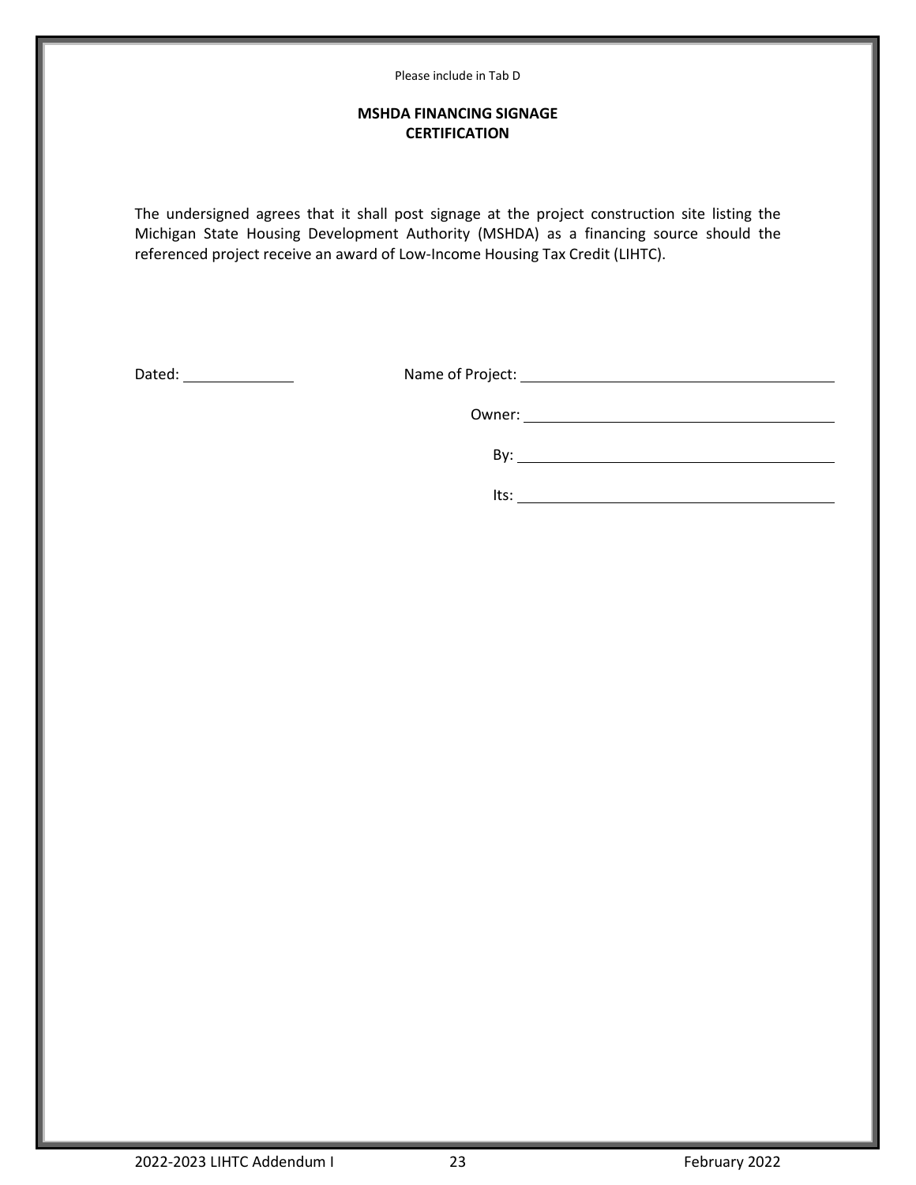Please include in Tab D

**MSHDA FINANCING SIGNAGE CERTIFICATION**

The undersigned agrees that it shall post signage at the project construction site listing the Michigan State Housing Development Authority (MSHDA) as a financing source should the referenced project receive an award of Low-Income Housing Tax Credit (LIHTC).

Dated: ______________ Name of Project: ________________________________________

Owner: ________________________________________

By: ________________________________________

Its: ________________________________________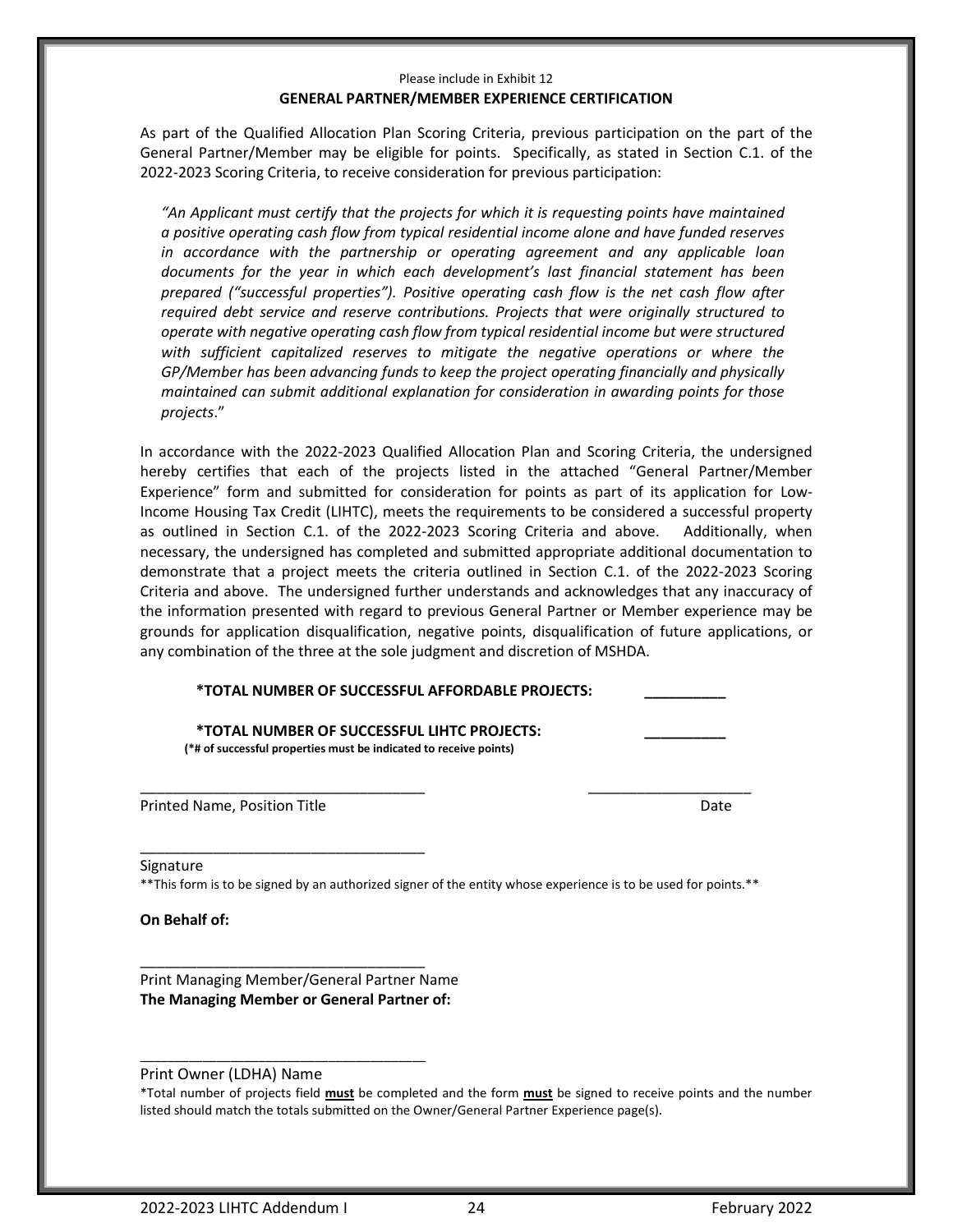Please include in Exhibit 12

## GENERAL PARTNER/MEMBER EXPERIENCE CERTIFICATION

As part of the Qualified Allocation Plan Scoring Criteria, previous participation on the part of the General Partner/Member may be eligible for points. Specifically, as stated in Section C.1. of the 2022-2023 Scoring Criteria, to receive consideration for previous participation:

> *"An Applicant must certify that the projects for which it is requesting points have maintained a positive operating cash flow from typical residential income alone and have funded reserves in accordance with the partnership or operating agreement and any applicable loan documents for the year in which each development's last financial statement has been prepared ("successful properties"). Positive operating cash flow is the net cash flow after required debt service and reserve contributions. Projects that were originally structured to operate with negative operating cash flow from typical residential income but were structured with sufficient capitalized reserves to mitigate the negative operations or where the GP/Member has been advancing funds to keep the project operating financially and physically maintained can submit additional explanation for consideration in awarding points for those projects*."

In accordance with the 2022-2023 Qualified Allocation Plan and Scoring Criteria, the undersigned hereby certifies that each of the projects listed in the attached "General Partner/Member Experience" form and submitted for consideration for points as part of its application for Low-Income Housing Tax Credit (LIHTC), meets the requirements to be considered a successful property as outlined in Section C.1. of the 2022-2023 Scoring Criteria and above. Additionally, when necessary, the undersigned has completed and submitted appropriate additional documentation to demonstrate that a project meets the criteria outlined in Section C.1. of the 2022-2023 Scoring Criteria and above. The undersigned further understands and acknowledges that any inaccuracy of the information presented with regard to previous General Partner or Member experience may be grounds for application disqualification, negative points, disqualification of future applications, or any combination of the three at the sole judgment and discretion of MSHDA.

**\*TOTAL NUMBER OF SUCCESSFUL AFFORDABLE PROJECTS:** __________

**\*TOTAL NUMBER OF SUCCESSFUL LIHTC PROJECTS:** __________

**(\*# of successful properties must be indicated to receive points)**

___________________________________ ____________________

Printed Name, Position Title Date

___________________________________

Signature

\*\*This form is to be signed by an authorized signer of the entity whose experience is to be used for points.\*\*

**On Behalf of:**

___________________________________

Print Managing Member/General Partner Name

**The Managing Member or General Partner of:**

___________________________________

Print Owner (LDHA) Name

\*Total number of projects field **must** be completed and the form **must** be signed to receive points and the number listed should match the totals submitted on the Owner/General Partner Experience page(s).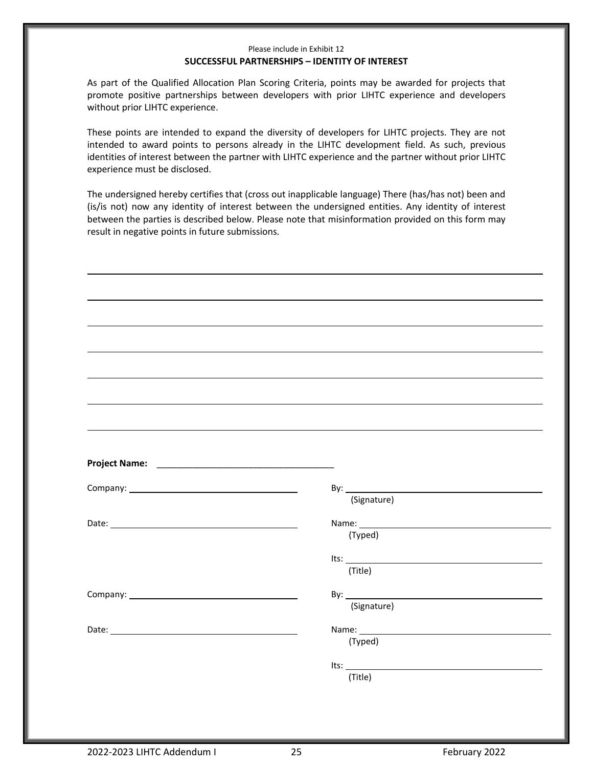Please include in Exhibit 12

## SUCCESSFUL PARTNERSHIPS – IDENTITY OF INTEREST

As part of the Qualified Allocation Plan Scoring Criteria, points may be awarded for projects that promote positive partnerships between developers with prior LIHTC experience and developers without prior LIHTC experience.

These points are intended to expand the diversity of developers for LIHTC projects. They are not intended to award points to persons already in the LIHTC development field. As such, previous identities of interest between the partner with LIHTC experience and the partner without prior LIHTC experience must be disclosed.

The undersigned hereby certifies that (cross out inapplicable language) There (has/has not) been and (is/is not) now any identity of interest between the undersigned entities. Any identity of interest between the parties is described below. Please note that misinformation provided on this form may result in negative points in future submissions.

______________________________________________________________________________

______________________________________________________________________________

______________________________________________________________________________

______________________________________________________________________________

______________________________________________________________________________

______________________________________________________________________________

______________________________________________________________________________

**Project Name:** ___________________________________

Company: ___________________________________

Date: ___________________________________

By: ___________________________________
(Signature)

Name: ___________________________________
(Typed)

Its: ___________________________________
(Title)

Company: ___________________________________

Date: ___________________________________

By: ___________________________________
(Signature)

Name: ___________________________________
(Typed)

Its: ___________________________________
(Title)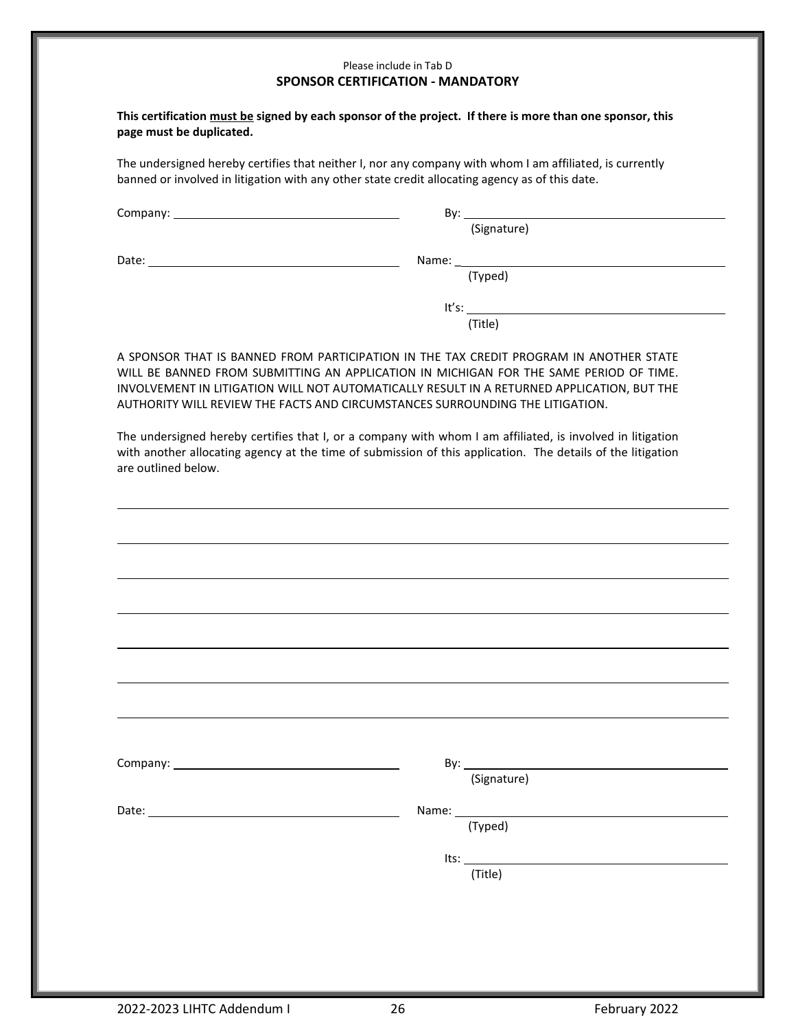Please include in Tab D

**SPONSOR CERTIFICATION - MANDATORY**

**This certification <u>must be</u> signed by each sponsor of the project. If there is more than one sponsor, this page must be duplicated.**

The undersigned hereby certifies that neither I, nor any company with whom I am affiliated, is currently banned or involved in litigation with any other state credit allocating agency as of this date.

Company: ______________________________ By: ______________________________
(Signature)

Date: ______________________________ Name: ______________________________
(Typed)

It's: ______________________________
(Title)

A SPONSOR THAT IS BANNED FROM PARTICIPATION IN THE TAX CREDIT PROGRAM IN ANOTHER STATE WILL BE BANNED FROM SUBMITTING AN APPLICATION IN MICHIGAN FOR THE SAME PERIOD OF TIME. INVOLVEMENT IN LITIGATION WILL NOT AUTOMATICALLY RESULT IN A RETURNED APPLICATION, BUT THE AUTHORITY WILL REVIEW THE FACTS AND CIRCUMSTANCES SURROUNDING THE LITIGATION.

The undersigned hereby certifies that I, or a company with whom I am affiliated, is involved in litigation with another allocating agency at the time of submission of this application. The details of the litigation are outlined below.

______________________________________________________________________

______________________________________________________________________

______________________________________________________________________

______________________________________________________________________

______________________________________________________________________

______________________________________________________________________

______________________________________________________________________

Company: ______________________________ By: ______________________________
(Signature)

Date: ______________________________ Name: ______________________________
(Typed)

Its: ______________________________
(Title)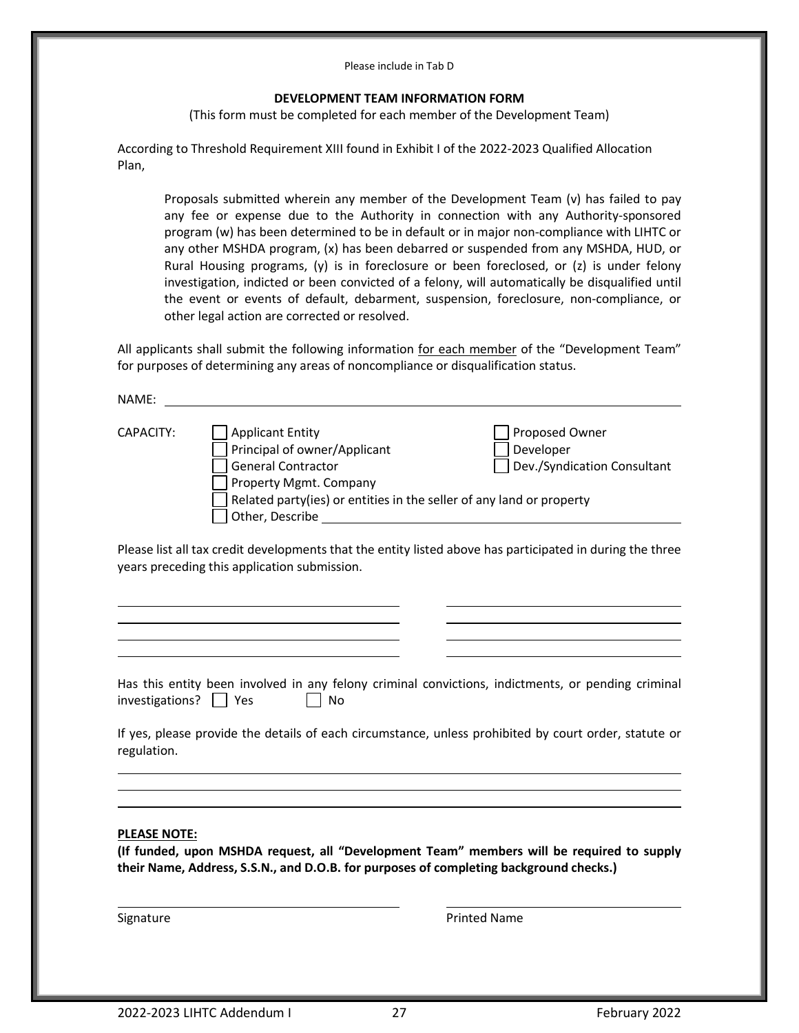Please include in Tab D

**DEVELOPMENT TEAM INFORMATION FORM**

(This form must be completed for each member of the Development Team)

According to Threshold Requirement XIII found in Exhibit I of the 2022-2023 Qualified Allocation Plan,

> Proposals submitted wherein any member of the Development Team (v) has failed to pay any fee or expense due to the Authority in connection with any Authority-sponsored program (w) has been determined to be in default or in major non-compliance with LIHTC or any other MSHDA program, (x) has been debarred or suspended from any MSHDA, HUD, or Rural Housing programs, (y) is in foreclosure or been foreclosed, or (z) is under felony investigation, indicted or been convicted of a felony, will automatically be disqualified until the event or events of default, debarment, suspension, foreclosure, non-compliance, or other legal action are corrected or resolved.

All applicants shall submit the following information for each member of the "Development Team" for purposes of determining any areas of noncompliance or disqualification status.

NAME: ______________________________________________________________

CAPACITY:

- ☐ Applicant Entity
- ☐ Principal of owner/Applicant
- ☐ General Contractor
- ☐ Property Mgmt. Company
- ☐ Related party(ies) or entities in the seller of any land or property
- ☐ Other, Describe ______________________________________________
- ☐ Proposed Owner
- ☐ Developer
- ☐ Dev./Syndication Consultant

Please list all tax credit developments that the entity listed above has participated in during the three years preceding this application submission.

______________________________ ______________________________

______________________________ ______________________________

______________________________ ______________________________

______________________________ ______________________________

Has this entity been involved in any felony criminal convictions, indictments, or pending criminal investigations? ☐ Yes ☐ No

If yes, please provide the details of each circumstance, unless prohibited by court order, statute or regulation.

______________________________________________________________

______________________________________________________________

______________________________________________________________

**PLEASE NOTE:**

**(If funded, upon MSHDA request, all "Development Team" members will be required to supply their Name, Address, S.S.N., and D.O.B. for purposes of completing background checks.)**

______________________________ ______________________________

Signature Printed Name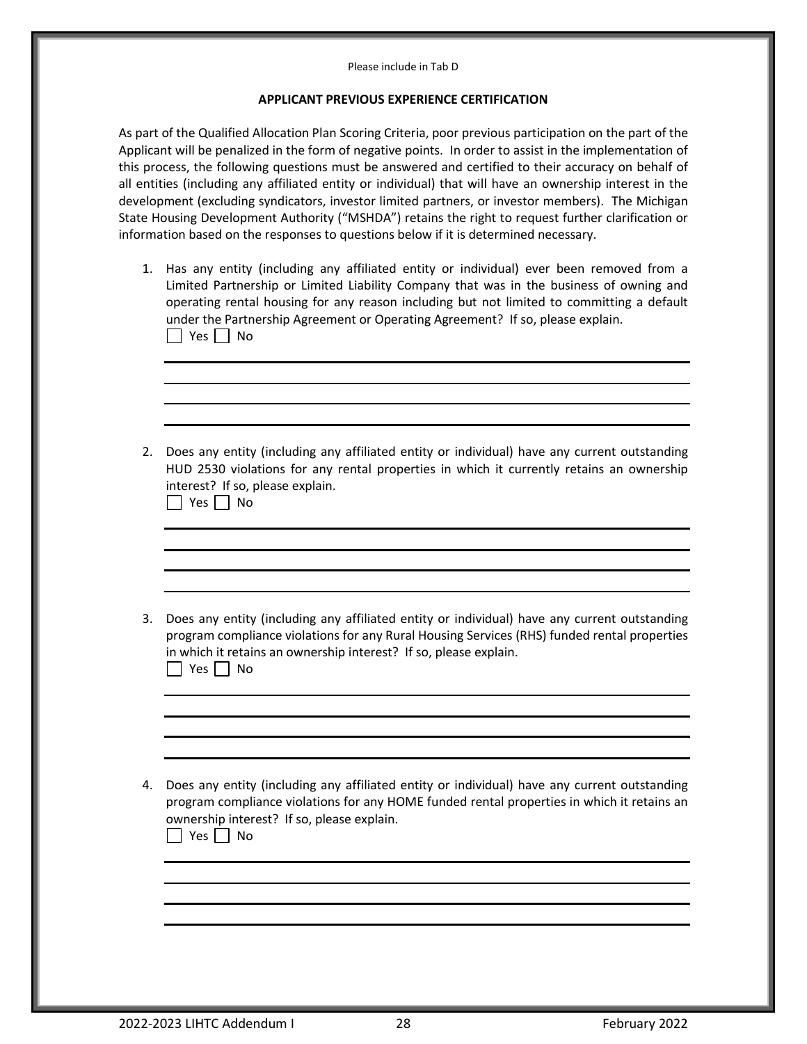Please include in Tab D

## APPLICANT PREVIOUS EXPERIENCE CERTIFICATION

As part of the Qualified Allocation Plan Scoring Criteria, poor previous participation on the part of the Applicant will be penalized in the form of negative points. In order to assist in the implementation of this process, the following questions must be answered and certified to their accuracy on behalf of all entities (including any affiliated entity or individual) that will have an ownership interest in the development (excluding syndicators, investor limited partners, or investor members). The Michigan State Housing Development Authority ("MSHDA") retains the right to request further clarification or information based on the responses to questions below if it is determined necessary.

1. Has any entity (including any affiliated entity or individual) ever been removed from a Limited Partnership or Limited Liability Company that was in the business of owning and operating rental housing for any reason including but not limited to committing a default under the Partnership Agreement or Operating Agreement? If so, please explain.
   ☐ Yes ☐ No

   ________________________________________________________________________
   ________________________________________________________________________
   ________________________________________________________________________
   ________________________________________________________________________

2. Does any entity (including any affiliated entity or individual) have any current outstanding HUD 2530 violations for any rental properties in which it currently retains an ownership interest? If so, please explain.
   ☐ Yes ☐ No

   ________________________________________________________________________
   ________________________________________________________________________
   ________________________________________________________________________
   ________________________________________________________________________

3. Does any entity (including any affiliated entity or individual) have any current outstanding program compliance violations for any Rural Housing Services (RHS) funded rental properties in which it retains an ownership interest? If so, please explain.
   ☐ Yes ☐ No

   ________________________________________________________________________
   ________________________________________________________________________
   ________________________________________________________________________
   ________________________________________________________________________

4. Does any entity (including any affiliated entity or individual) have any current outstanding program compliance violations for any HOME funded rental properties in which it retains an ownership interest? If so, please explain.
   ☐ Yes ☐ No

   ________________________________________________________________________
   ________________________________________________________________________
   ________________________________________________________________________
   ________________________________________________________________________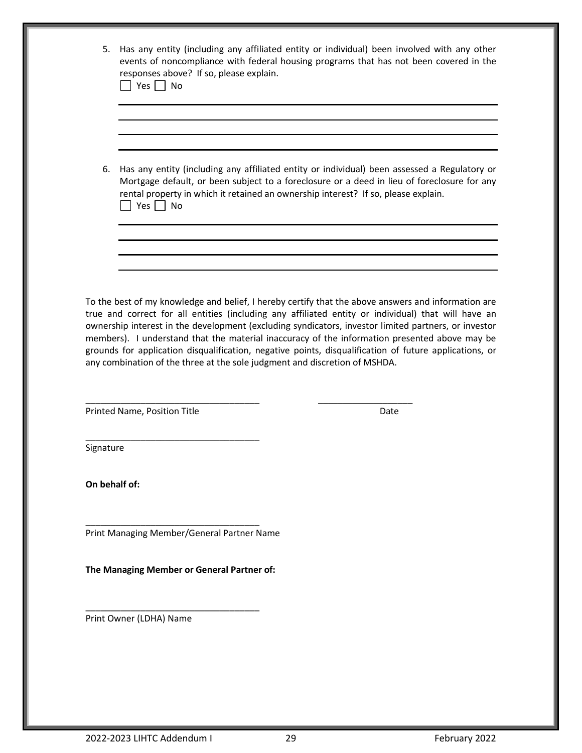5. Has any entity (including any affiliated entity or individual) been involved with any other events of noncompliance with federal housing programs that has not been covered in the responses above? If so, please explain.
   ☐ Yes ☐ No

   ______________________________________________________________________
   ______________________________________________________________________
   ______________________________________________________________________
   ______________________________________________________________________

6. Has any entity (including any affiliated entity or individual) been assessed a Regulatory or Mortgage default, or been subject to a foreclosure or a deed in lieu of foreclosure for any rental property in which it retained an ownership interest? If so, please explain.
   ☐ Yes ☐ No

   ______________________________________________________________________
   ______________________________________________________________________
   ______________________________________________________________________
   ______________________________________________________________________

To the best of my knowledge and belief, I hereby certify that the above answers and information are true and correct for all entities (including any affiliated entity or individual) that will have an ownership interest in the development (excluding syndicators, investor limited partners, or investor members). I understand that the material inaccuracy of the information presented above may be grounds for application disqualification, negative points, disqualification of future applications, or any combination of the three at the sole judgment and discretion of MSHDA.

___________________________________ ___________________

Printed Name, Position Title Date

___________________________________

Signature

**On behalf of:**

___________________________________

Print Managing Member/General Partner Name

**The Managing Member or General Partner of:**

___________________________________

Print Owner (LDHA) Name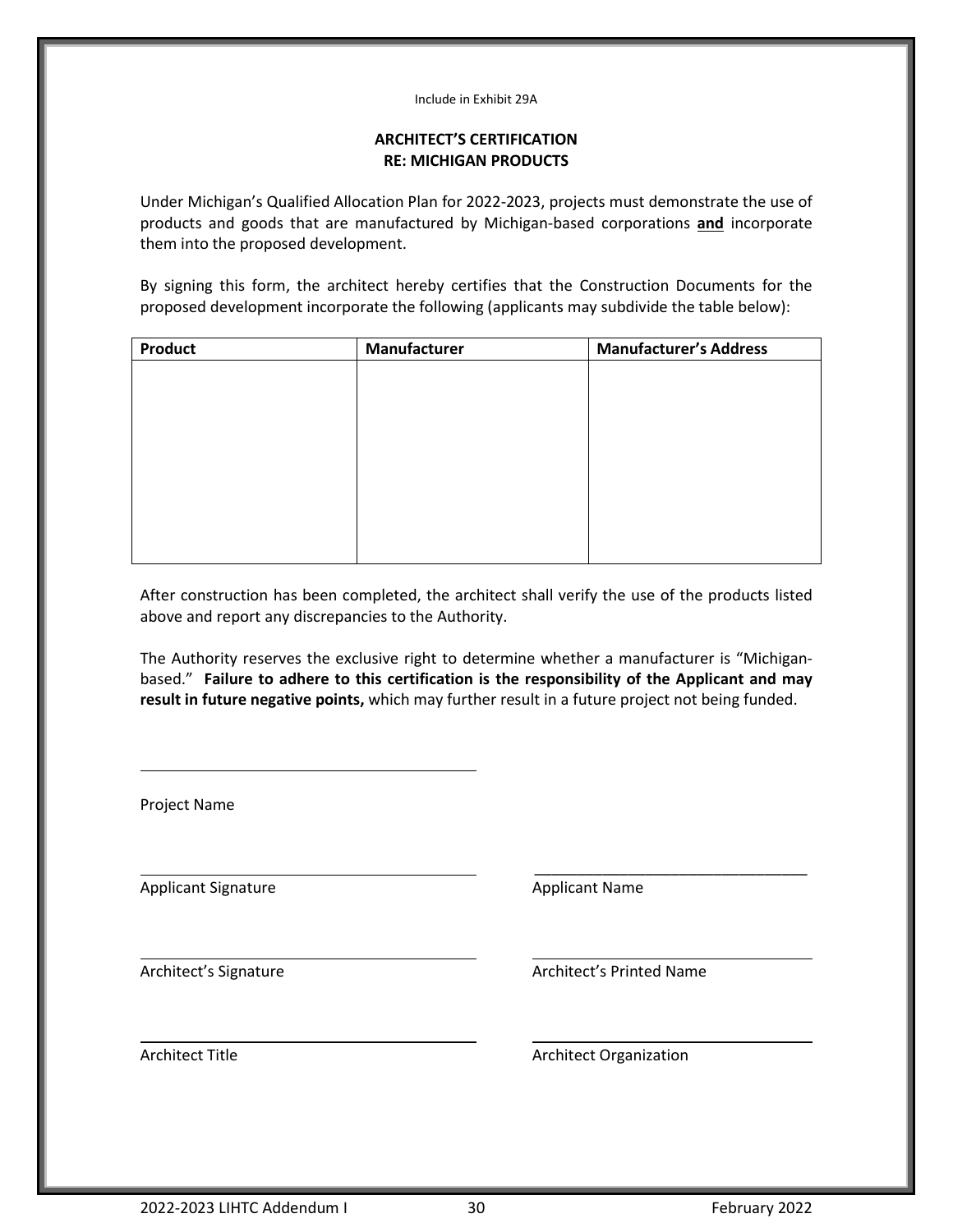Include in Exhibit 29A

## ARCHITECT'S CERTIFICATION
## RE: MICHIGAN PRODUCTS

Under Michigan's Qualified Allocation Plan for 2022-2023, projects must demonstrate the use of products and goods that are manufactured by Michigan-based corporations **and** incorporate them into the proposed development.

By signing this form, the architect hereby certifies that the Construction Documents for the proposed development incorporate the following (applicants may subdivide the table below):

| Product | Manufacturer | Manufacturer's Address |
|---|---|---|
| | | |

After construction has been completed, the architect shall verify the use of the products listed above and report any discrepancies to the Authority.

The Authority reserves the exclusive right to determine whether a manufacturer is "Michigan-based." **Failure to adhere to this certification is the responsibility of the Applicant and may result in future negative points,** which may further result in a future project not being funded.

\_\_\_\_\_\_\_\_\_\_\_\_\_\_\_\_\_\_\_\_\_\_\_\_\_\_\_\_\_\_\_\_\_\_\_\_\_\_\_\_

Project Name

\_\_\_\_\_\_\_\_\_\_\_\_\_\_\_\_\_\_\_\_\_\_\_\_\_\_\_\_\_\_\_\_\_\_\_\_\_\_\_\_ \_\_\_\_\_\_\_\_\_\_\_\_\_\_\_\_\_\_\_\_\_\_\_\_\_\_\_\_\_\_\_\_\_

Applicant Signature Applicant Name

\_\_\_\_\_\_\_\_\_\_\_\_\_\_\_\_\_\_\_\_\_\_\_\_\_\_\_\_\_\_\_\_\_\_\_\_\_\_\_\_ \_\_\_\_\_\_\_\_\_\_\_\_\_\_\_\_\_\_\_\_\_\_\_\_\_\_\_\_\_\_\_\_\_

Architect's Signature Architect's Printed Name

\_\_\_\_\_\_\_\_\_\_\_\_\_\_\_\_\_\_\_\_\_\_\_\_\_\_\_\_\_\_\_\_\_\_\_\_\_\_\_\_ \_\_\_\_\_\_\_\_\_\_\_\_\_\_\_\_\_\_\_\_\_\_\_\_\_\_\_\_\_\_\_\_\_

Architect Title Architect Organization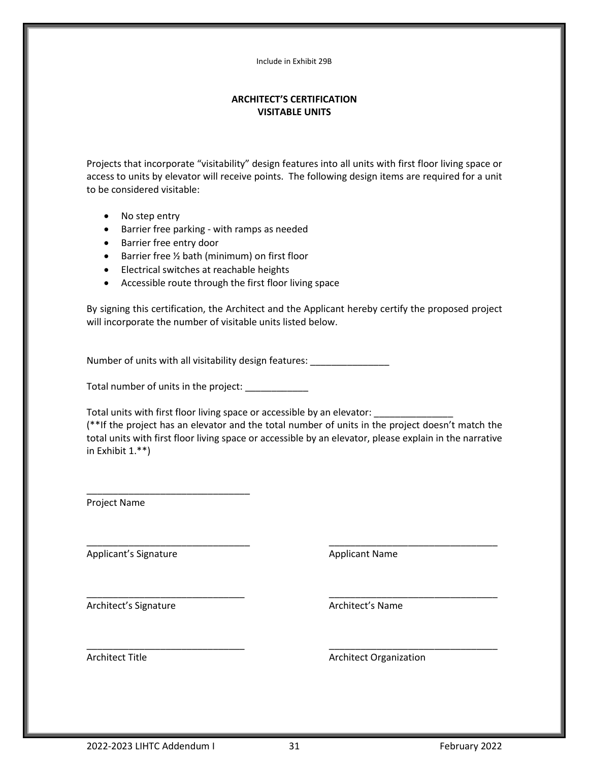Include in Exhibit 29B

## ARCHITECT'S CERTIFICATION
## VISITABLE UNITS

Projects that incorporate "visitability" design features into all units with first floor living space or access to units by elevator will receive points. The following design items are required for a unit to be considered visitable:

- No step entry
- Barrier free parking - with ramps as needed
- Barrier free entry door
- Barrier free ½ bath (minimum) on first floor
- Electrical switches at reachable heights
- Accessible route through the first floor living space

By signing this certification, the Architect and the Applicant hereby certify the proposed project will incorporate the number of visitable units listed below.

Number of units with all visitability design features: _______________

Total number of units in the project: ____________

Total units with first floor living space or accessible by an elevator: _______________
(**If the project has an elevator and the total number of units in the project doesn't match the total units with first floor living space or accessible by an elevator, please explain in the narrative in Exhibit 1.**)

_______________________________
Project Name

_______________________________
Applicant's Signature

_______________________________
Applicant Name

_______________________________
Architect's Signature

_______________________________
Architect's Name

_______________________________
Architect Title

_______________________________
Architect Organization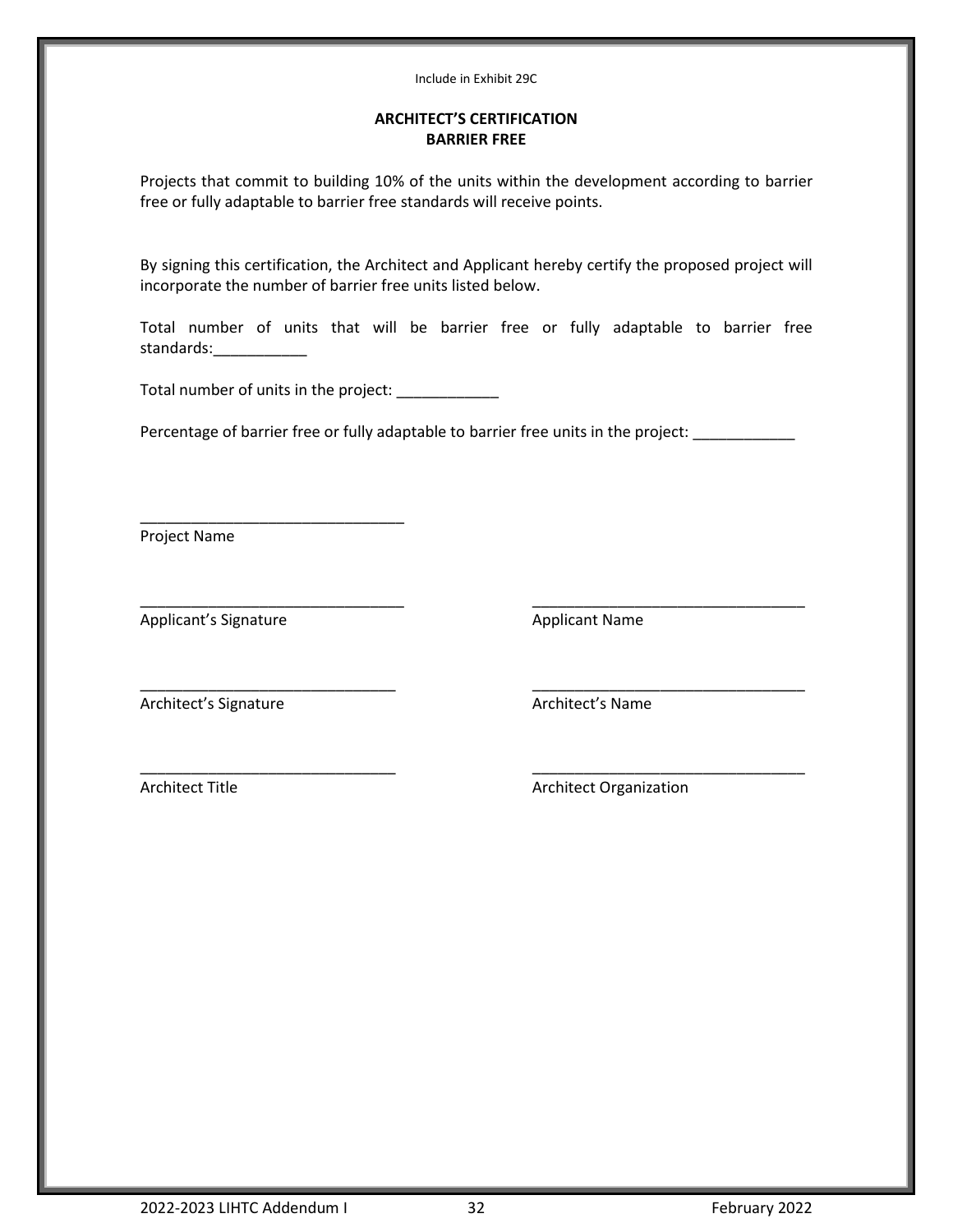Include in Exhibit 29C

## ARCHITECT'S CERTIFICATION
## BARRIER FREE

Projects that commit to building 10% of the units within the development according to barrier free or fully adaptable to barrier free standards will receive points.

By signing this certification, the Architect and Applicant hereby certify the proposed project will incorporate the number of barrier free units listed below.

Total number of units that will be barrier free or fully adaptable to barrier free standards:___________

Total number of units in the project: ____________

Percentage of barrier free or fully adaptable to barrier free units in the project: ____________

_______________________________
Project Name

_______________________________ _______________________________
Applicant's Signature Applicant Name

_______________________________ _______________________________
Architect's Signature Architect's Name

_______________________________ _______________________________
Architect Title Architect Organization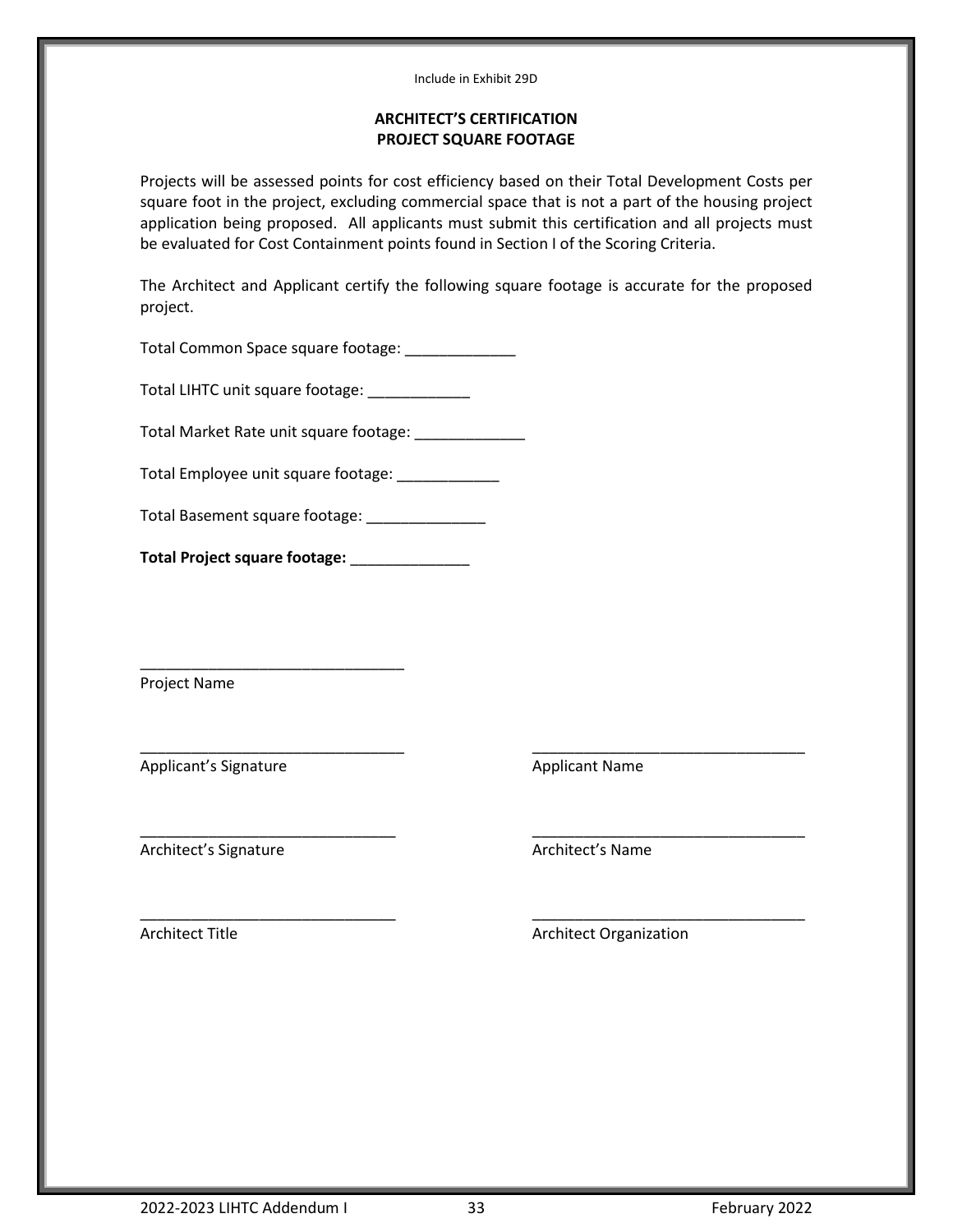Include in Exhibit 29D

## ARCHITECT'S CERTIFICATION
## PROJECT SQUARE FOOTAGE

Projects will be assessed points for cost efficiency based on their Total Development Costs per square foot in the project, excluding commercial space that is not a part of the housing project application being proposed. All applicants must submit this certification and all projects must be evaluated for Cost Containment points found in Section I of the Scoring Criteria.

The Architect and Applicant certify the following square footage is accurate for the proposed project.

Total Common Space square footage: _____________

Total LIHTC unit square footage: ____________

Total Market Rate unit square footage: _____________

Total Employee unit square footage: ____________

Total Basement square footage: ______________

**Total Project square footage:** ______________

_______________________________
Project Name

_______________________________ _______________________________
Applicant's Signature Applicant Name

_______________________________ _______________________________
Architect's Signature Architect's Name

_______________________________ _______________________________
Architect Title Architect Organization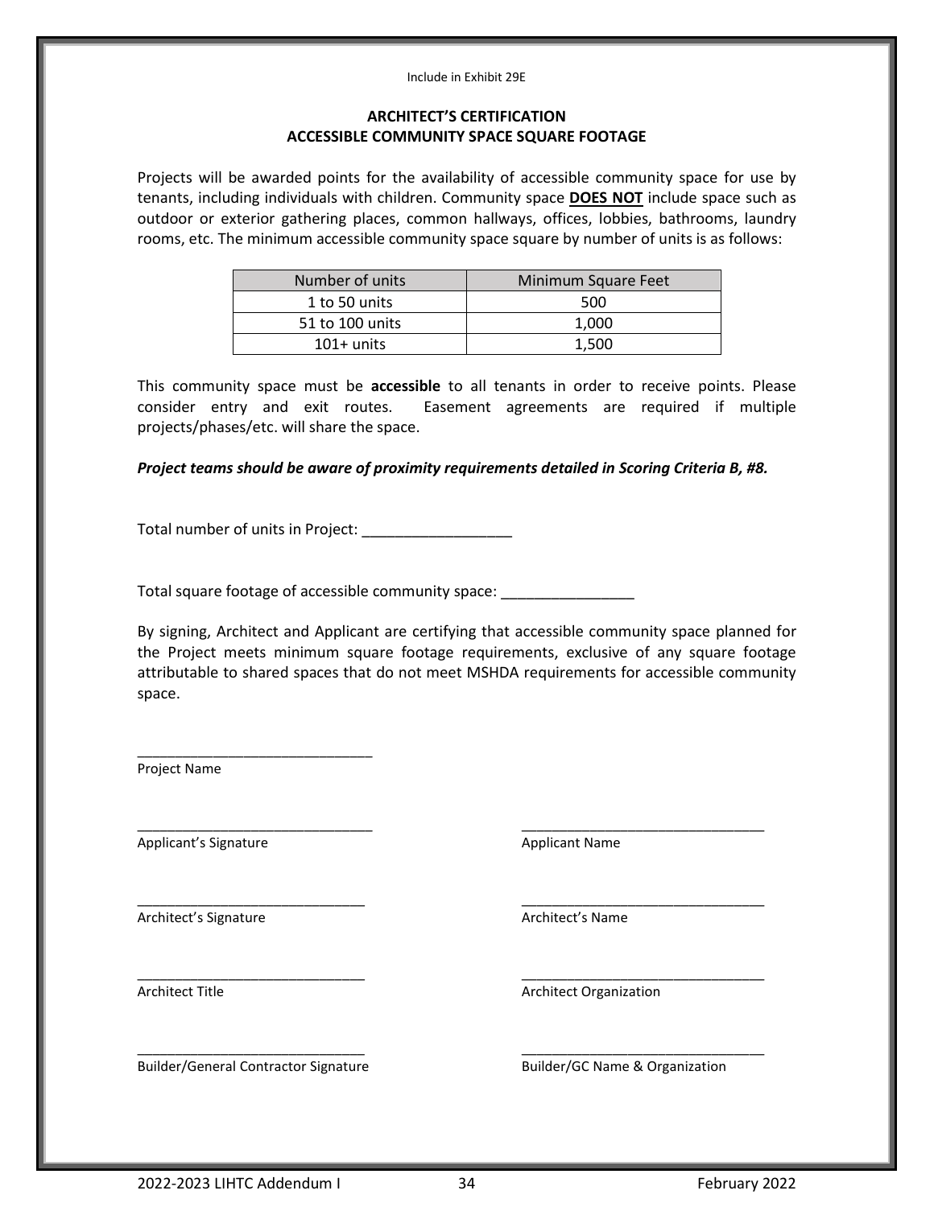Include in Exhibit 29E

## ARCHITECT'S CERTIFICATION
## ACCESSIBLE COMMUNITY SPACE SQUARE FOOTAGE

Projects will be awarded points for the availability of accessible community space for use by tenants, including individuals with children. Community space **DOES NOT** include space such as outdoor or exterior gathering places, common hallways, offices, lobbies, bathrooms, laundry rooms, etc. The minimum accessible community space square by number of units is as follows:

| Number of units | Minimum Square Feet |
|---|---|
| 1 to 50 units | 500 |
| 51 to 100 units | 1,000 |
| 101+ units | 1,500 |

This community space must be **accessible** to all tenants in order to receive points. Please consider entry and exit routes. Easement agreements are required if multiple projects/phases/etc. will share the space.

***Project teams should be aware of proximity requirements detailed in Scoring Criteria B, #8.***

Total number of units in Project: __________________

Total square footage of accessible community space: ________________

By signing, Architect and Applicant are certifying that accessible community space planned for the Project meets minimum square footage requirements, exclusive of any square footage attributable to shared spaces that do not meet MSHDA requirements for accessible community space.

______________________________
Project Name

______________________________
Applicant's Signature

______________________________
Applicant Name

______________________________
Architect's Signature

______________________________
Architect's Name

______________________________
Architect Title

______________________________
Architect Organization

______________________________
Builder/General Contractor Signature

______________________________
Builder/GC Name & Organization